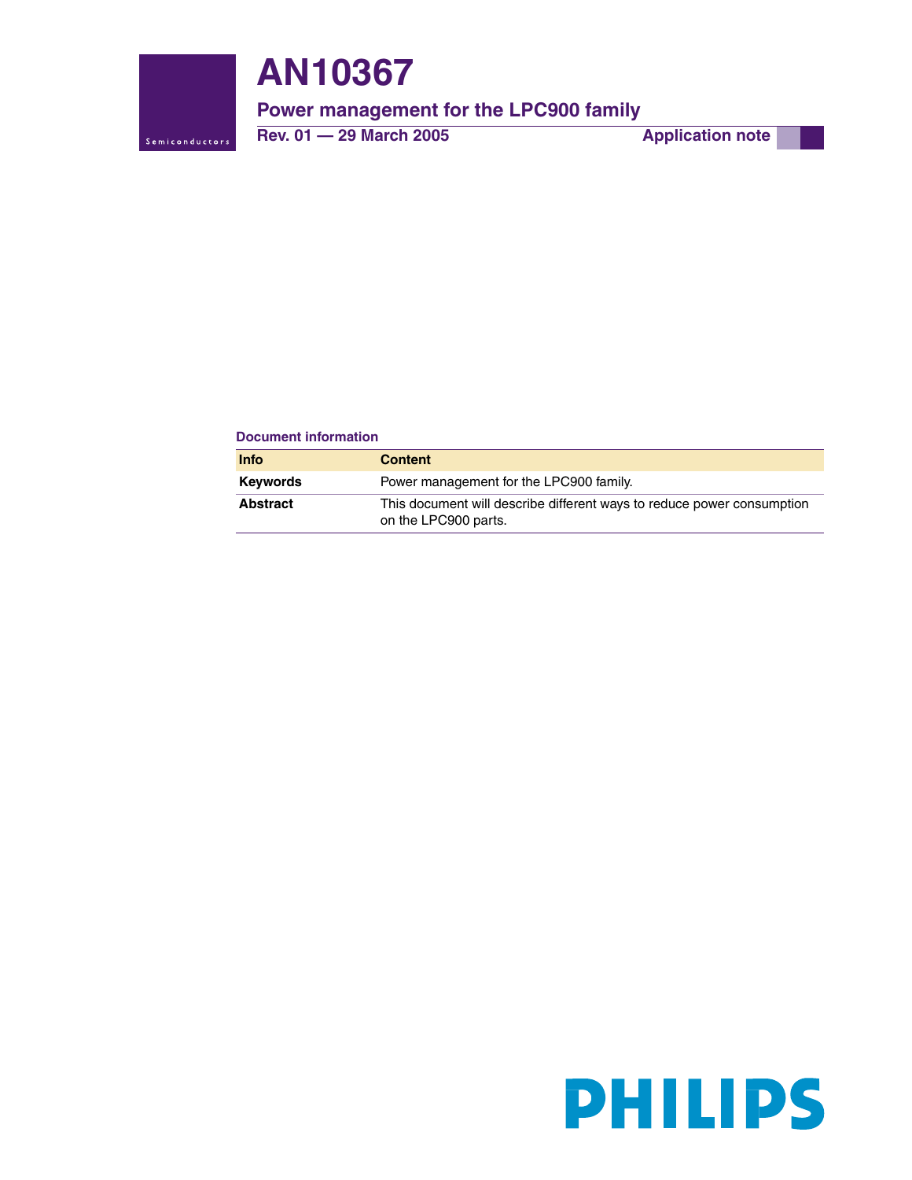# AN10367

## Power management for the LPC900 family

**Rev. 01 — 29 March 2005** **Application note**

**Document information**

| Info | Content |
| --- | --- |
| **Keywords** | Power management for the LPC900 family. |
| **Abstract** | This document will describe different ways to reduce power consumption on the LPC900 parts. |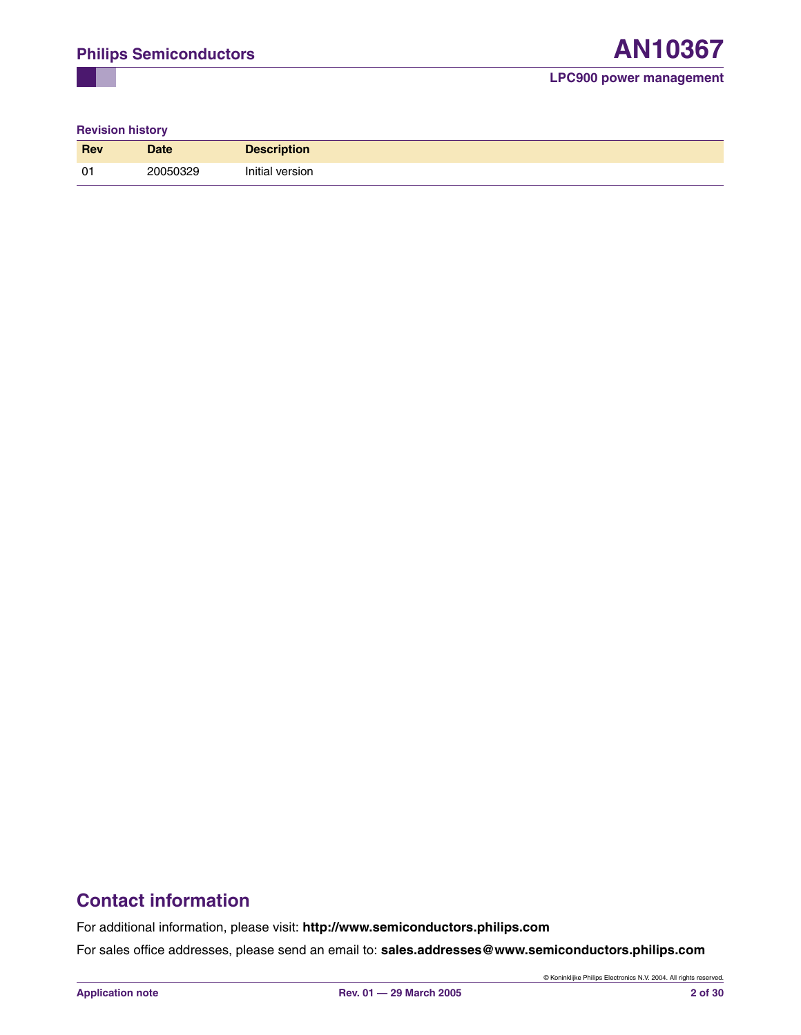**Revision history**

| Rev | Date | Description |
|---|---|---|
| 01 | 20050329 | Initial version |

## Contact information

For additional information, please visit: **http://www.semiconductors.philips.com**

For sales office addresses, please send an email to: **sales.addresses@www.semiconductors.philips.com**

© Koninklijke Philips Electronics N.V. 2004. All rights reserved.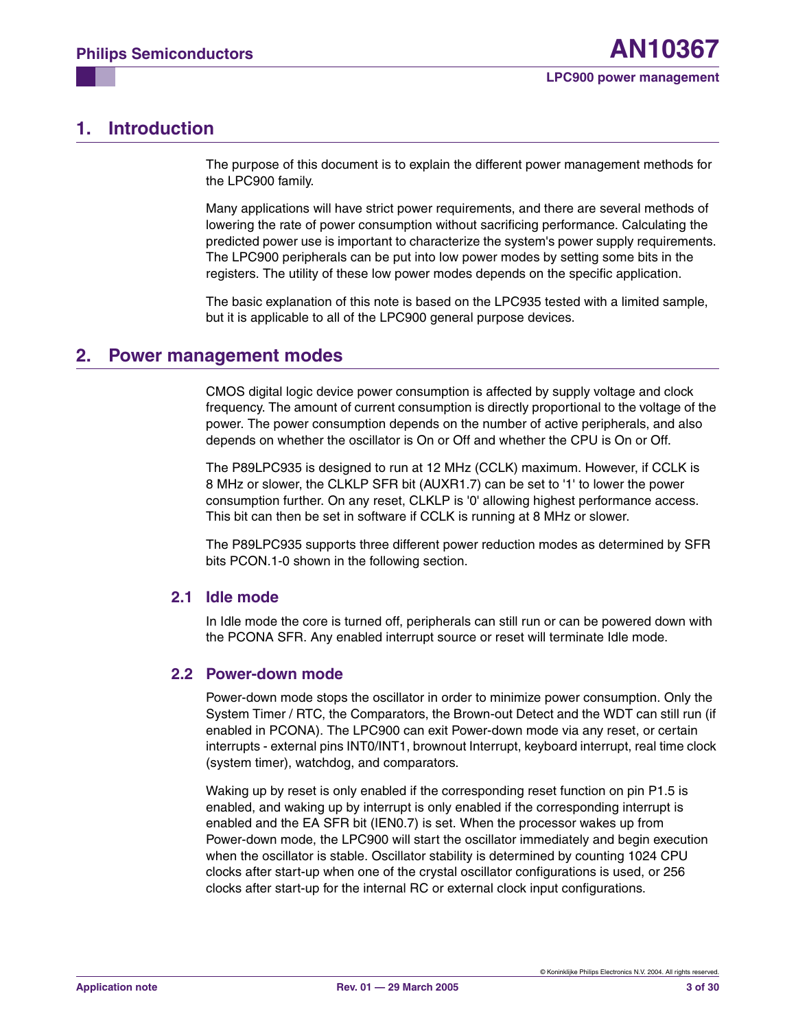# 1. Introduction

The purpose of this document is to explain the different power management methods for the LPC900 family.

Many applications will have strict power requirements, and there are several methods of lowering the rate of power consumption without sacrificing performance. Calculating the predicted power use is important to characterize the system's power supply requirements. The LPC900 peripherals can be put into low power modes by setting some bits in the registers. The utility of these low power modes depends on the specific application.

The basic explanation of this note is based on the LPC935 tested with a limited sample, but it is applicable to all of the LPC900 general purpose devices.

# 2. Power management modes

CMOS digital logic device power consumption is affected by supply voltage and clock frequency. The amount of current consumption is directly proportional to the voltage of the power. The power consumption depends on the number of active peripherals, and also depends on whether the oscillator is On or Off and whether the CPU is On or Off.

The P89LPC935 is designed to run at 12 MHz (CCLK) maximum. However, if CCLK is 8 MHz or slower, the CLKLP SFR bit (AUXR1.7) can be set to '1' to lower the power consumption further. On any reset, CLKLP is '0' allowing highest performance access. This bit can then be set in software if CCLK is running at 8 MHz or slower.

The P89LPC935 supports three different power reduction modes as determined by SFR bits PCON.1-0 shown in the following section.

## 2.1 Idle mode

In Idle mode the core is turned off, peripherals can still run or can be powered down with the PCONA SFR. Any enabled interrupt source or reset will terminate Idle mode.

## 2.2 Power-down mode

Power-down mode stops the oscillator in order to minimize power consumption. Only the System Timer / RTC, the Comparators, the Brown-out Detect and the WDT can still run (if enabled in PCONA). The LPC900 can exit Power-down mode via any reset, or certain interrupts - external pins INT0/INT1, brownout Interrupt, keyboard interrupt, real time clock (system timer), watchdog, and comparators.

Waking up by reset is only enabled if the corresponding reset function on pin P1.5 is enabled, and waking up by interrupt is only enabled if the corresponding interrupt is enabled and the EA SFR bit (IEN0.7) is set. When the processor wakes up from Power-down mode, the LPC900 will start the oscillator immediately and begin execution when the oscillator is stable. Oscillator stability is determined by counting 1024 CPU clocks after start-up when one of the crystal oscillator configurations is used, or 256 clocks after start-up for the internal RC or external clock input configurations.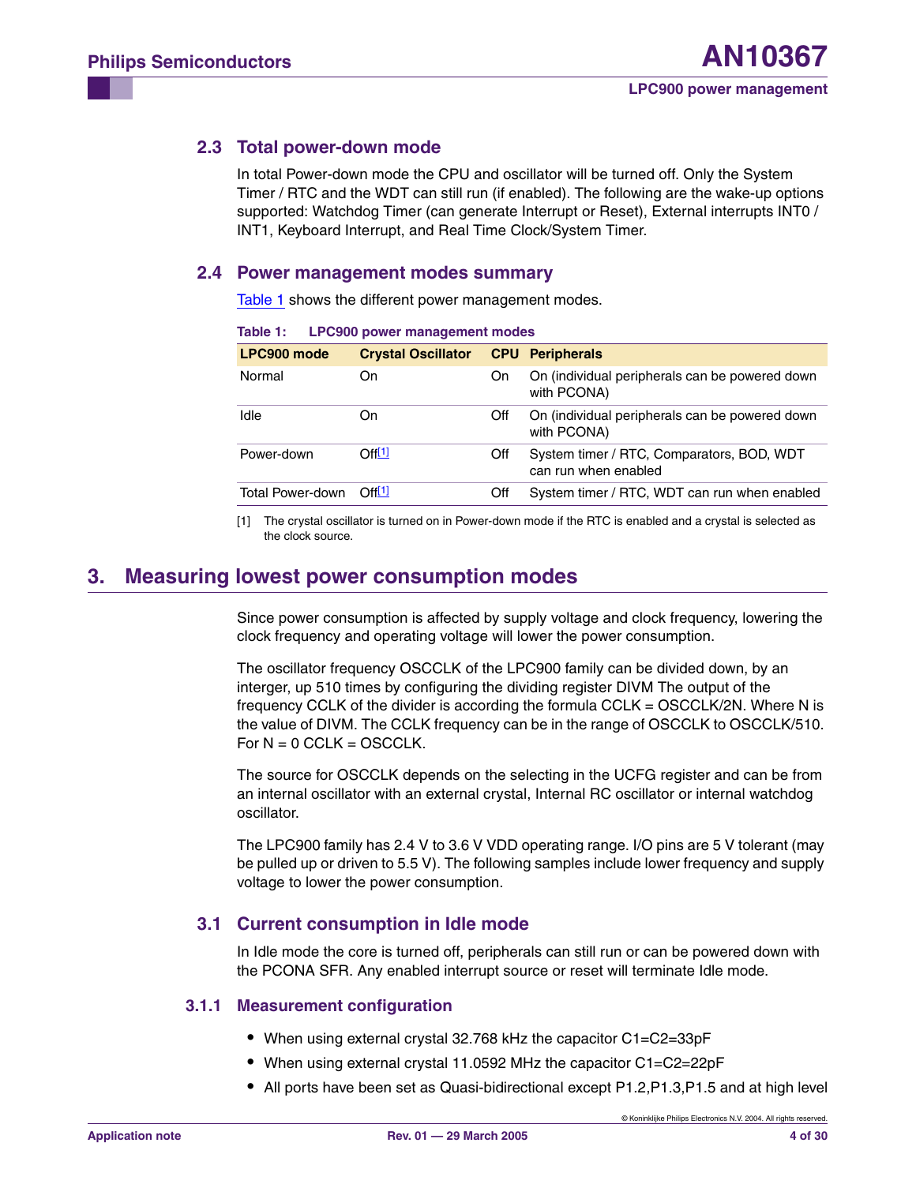### 2.3 Total power-down mode

In total Power-down mode the CPU and oscillator will be turned off. Only the System Timer / RTC and the WDT can still run (if enabled). The following are the wake-up options supported: Watchdog Timer (can generate Interrupt or Reset), External interrupts INT0 / INT1, Keyboard Interrupt, and Real Time Clock/System Timer.

### 2.4 Power management modes summary

Table 1 shows the different power management modes.

**Table 1: LPC900 power management modes**

| LPC900 mode | Crystal Oscillator | CPU | Peripherals |
|---|---|---|---|
| Normal | On | On | On (individual peripherals can be powered down with PCONA) |
| Idle | On | Off | On (individual peripherals can be powered down with PCONA) |
| Power-down | Off[1] | Off | System timer / RTC, Comparators, BOD, WDT can run when enabled |
| Total Power-down | Off[1] | Off | System timer / RTC, WDT can run when enabled |

[1] The crystal oscillator is turned on in Power-down mode if the RTC is enabled and a crystal is selected as the clock source.

## 3. Measuring lowest power consumption modes

Since power consumption is affected by supply voltage and clock frequency, lowering the clock frequency and operating voltage will lower the power consumption.

The oscillator frequency OSCCLK of the LPC900 family can be divided down, by an interger, up 510 times by configuring the dividing register DIVM The output of the frequency CCLK of the divider is according the formula CCLK = OSCCLK/2N. Where N is the value of DIVM. The CCLK frequency can be in the range of OSCCLK to OSCCLK/510. For N = 0 CCLK = OSCCLK.

The source for OSCCLK depends on the selecting in the UCFG register and can be from an internal oscillator with an external crystal, Internal RC oscillator or internal watchdog oscillator.

The LPC900 family has 2.4 V to 3.6 V VDD operating range. I/O pins are 5 V tolerant (may be pulled up or driven to 5.5 V). The following samples include lower frequency and supply voltage to lower the power consumption.

### 3.1 Current consumption in Idle mode

In Idle mode the core is turned off, peripherals can still run or can be powered down with the PCONA SFR. Any enabled interrupt source or reset will terminate Idle mode.

#### 3.1.1 Measurement configuration

- When using external crystal 32.768 kHz the capacitor C1=C2=33pF
- When using external crystal 11.0592 MHz the capacitor C1=C2=22pF
- All ports have been set as Quasi-bidirectional except P1.2,P1.3,P1.5 and at high level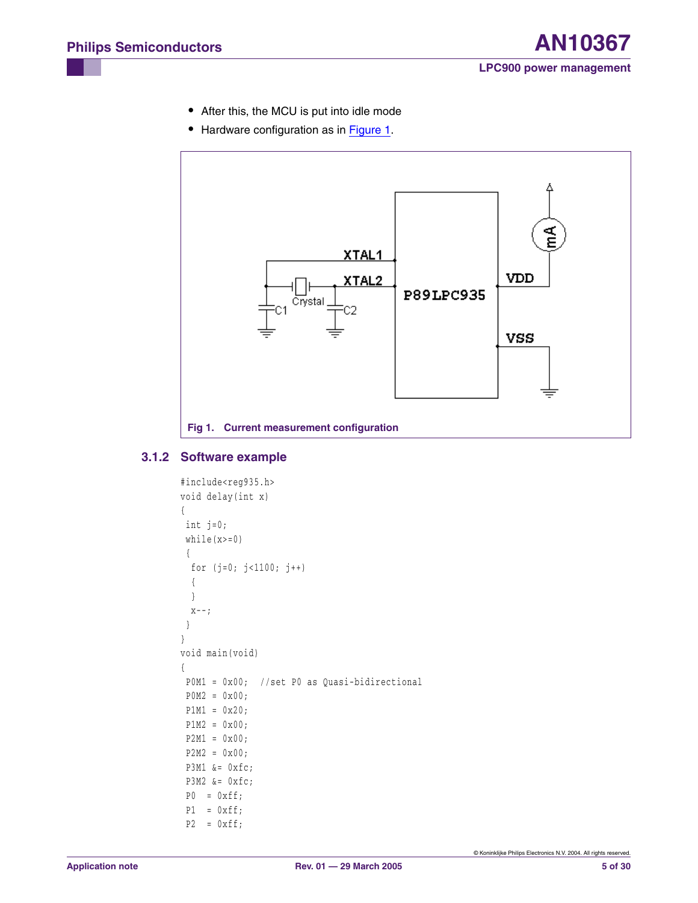- After this, the MCU is put into idle mode
- Hardware configuration as in Figure 1.

Fig 1. Current measurement configuration

### 3.1.2 Software example

```
#include<reg935.h>
void delay(int x)
{
 int j=0;
 while(x>=0)
 {
  for (j=0; j<1100; j++)
  {
  }
  x--;
 }
}
void main(void)
{
 P0M1 = 0x00;  //set P0 as Quasi-bidirectional
 P0M2 = 0x00;
 P1M1 = 0x20;
 P1M2 = 0x00;
 P2M1 = 0x00;
 P2M2 = 0x00;
 P3M1 &= 0xfc;
 P3M2 &= 0xfc;
 P0  = 0xff;
 P1  = 0xff;
 P2  = 0xff;
```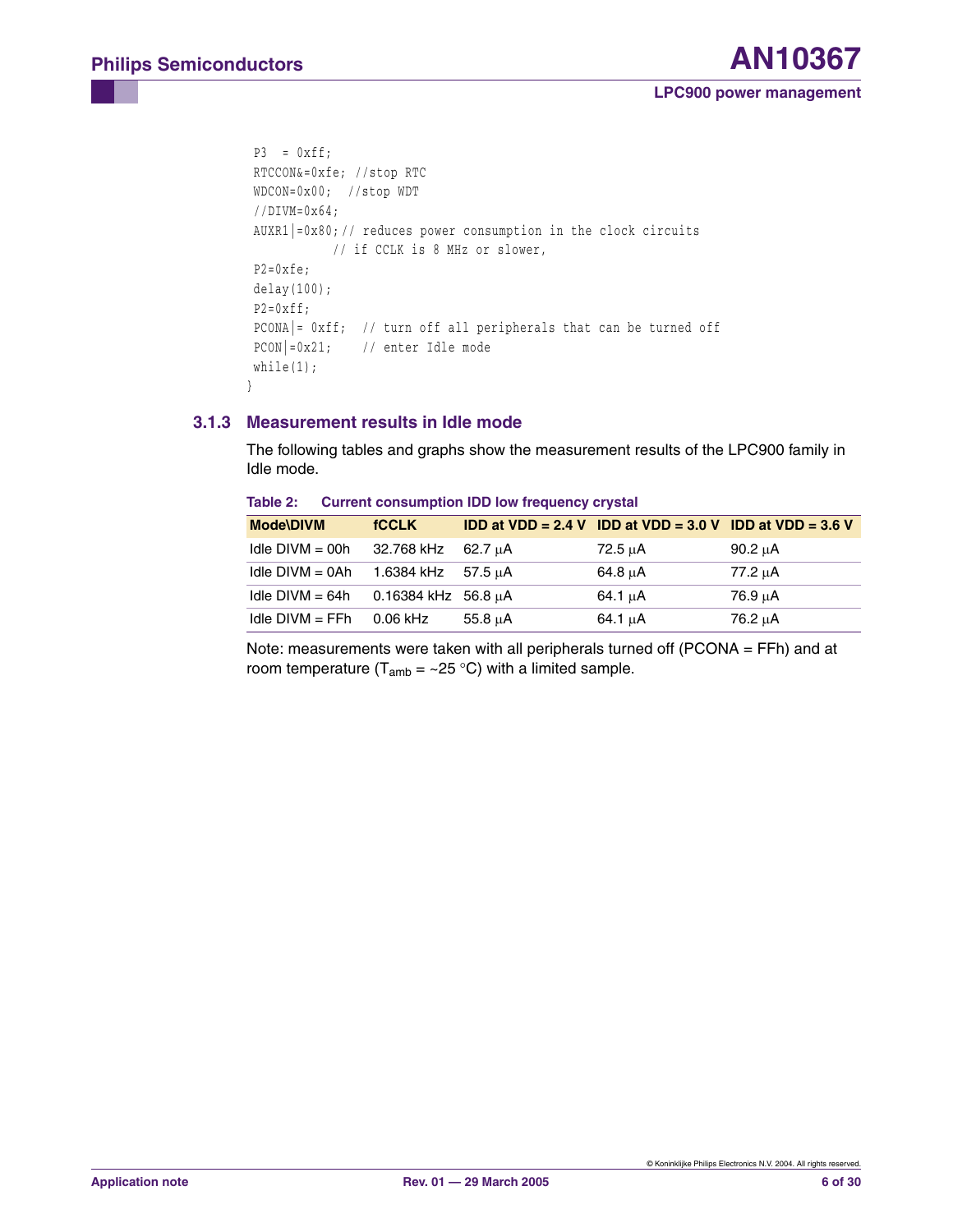```
 P3  = 0xff;
 RTCCON&=0xfe; //stop RTC
 WDCON=0x00;  //stop WDT
 //DIVM=0x64;
 AUXR1|=0x80;// reduces power consumption in the clock circuits
            // if CCLK is 8 MHz or slower,
 P2=0xfe;
 delay(100);
 P2=0xff;
 PCONA|= 0xff;  // turn off all peripherals that can be turned off
 PCON|=0x21;    // enter Idle mode
 while(1);
}
```

### 3.1.3 Measurement results in Idle mode

The following tables and graphs show the measurement results of the LPC900 family in Idle mode.

**Table 2: Current consumption IDD low frequency crystal**

| Mode\DIVM | fCCLK | IDD at VDD = 2.4 V | IDD at VDD = 3.0 V | IDD at VDD = 3.6 V |
|---|---|---|---|---|
| Idle DIVM = 00h | 32.768 kHz | 62.7 μA | 72.5 μA | 90.2 μA |
| Idle DIVM = 0Ah | 1.6384 kHz | 57.5 μA | 64.8 μA | 77.2 μA |
| Idle DIVM = 64h | 0.16384 kHz | 56.8 μA | 64.1 μA | 76.9 μA |
| Idle DIVM = FFh | 0.06 kHz | 55.8 μA | 64.1 μA | 76.2 μA |

Note: measurements were taken with all peripherals turned off (PCONA = FFh) and at room temperature ($T_{amb}$ = ~25 °C) with a limited sample.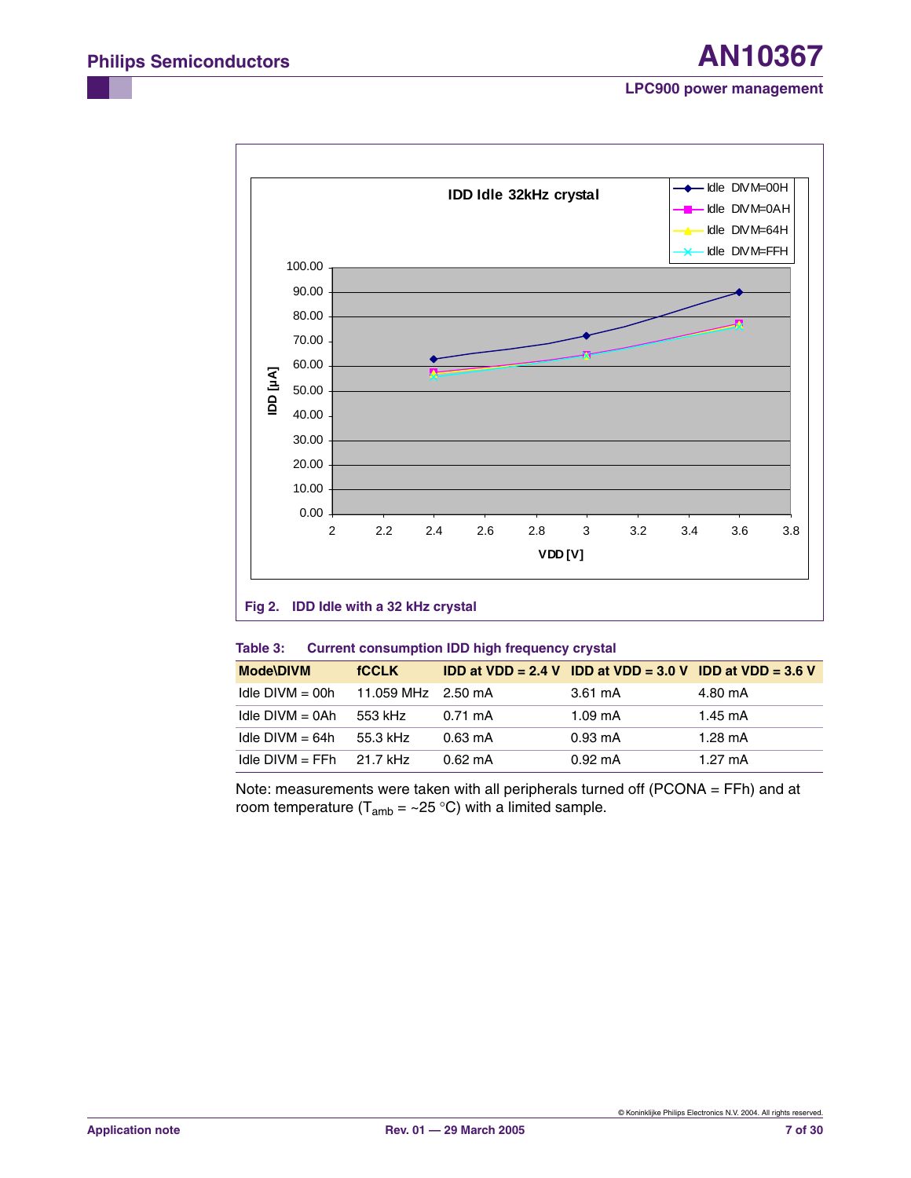Fig 2. IDD Idle with a 32 kHz crystal

**Table 3: Current consumption IDD high frequency crystal**

| Mode\DIVM | fCCLK | IDD at VDD = 2.4 V | IDD at VDD = 3.0 V | IDD at VDD = 3.6 V |
|---|---|---|---|---|
| Idle DIVM = 00h | 11.059 MHz | 2.50 mA | 3.61 mA | 4.80 mA |
| Idle DIVM = 0Ah | 553 kHz | 0.71 mA | 1.09 mA | 1.45 mA |
| Idle DIVM = 64h | 55.3 kHz | 0.63 mA | 0.93 mA | 1.28 mA |
| Idle DIVM = FFh | 21.7 kHz | 0.62 mA | 0.92 mA | 1.27 mA |

Note: measurements were taken with all peripherals turned off (PCONA = FFh) and at room temperature ($T_{amb}$ = ~25 °C) with a limited sample.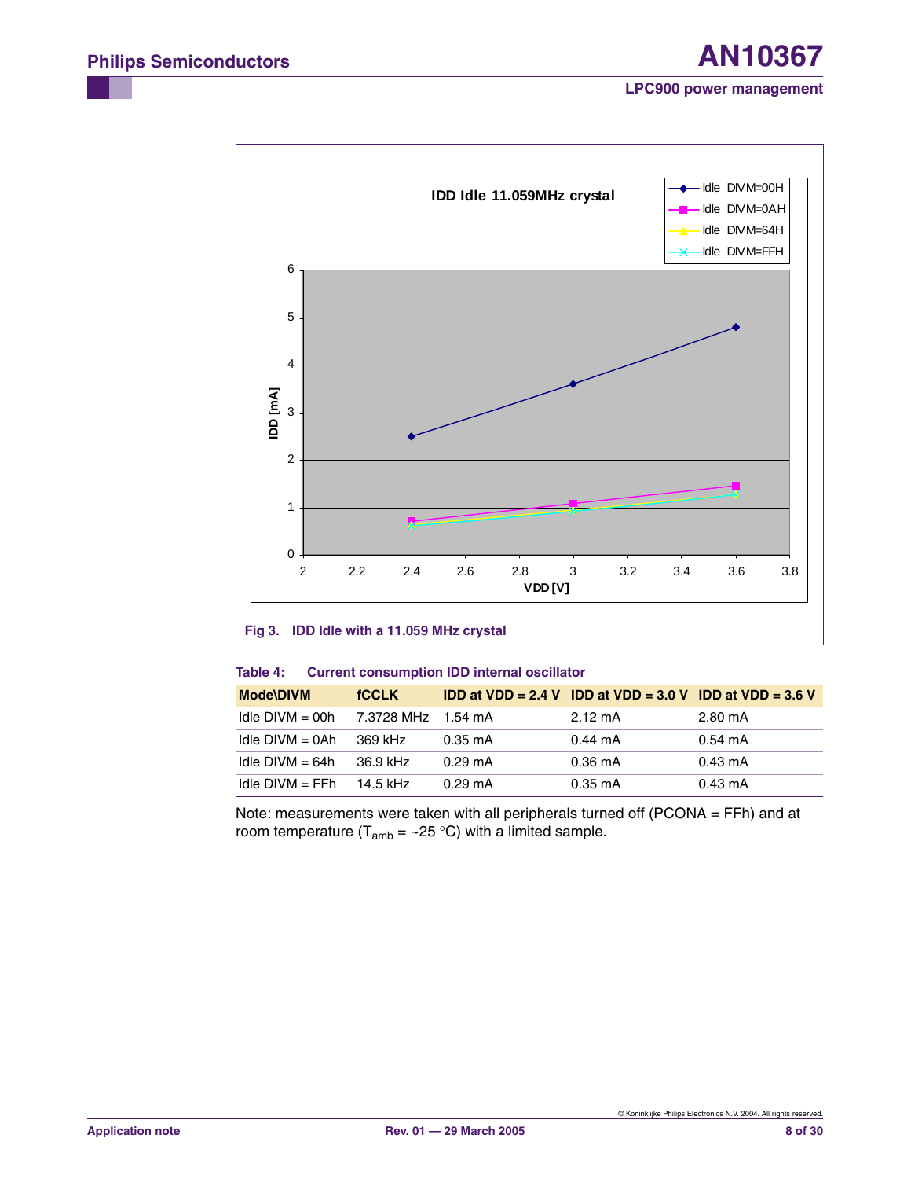Fig 3. IDD Idle with a 11.059 MHz crystal

**Table 4: Current consumption IDD internal oscillator**

| Mode\DIVM | fCCLK | IDD at VDD = 2.4 V | IDD at VDD = 3.0 V | IDD at VDD = 3.6 V |
|---|---|---|---|---|
| Idle DIVM = 00h | 7.3728 MHz | 1.54 mA | 2.12 mA | 2.80 mA |
| Idle DIVM = 0Ah | 369 kHz | 0.35 mA | 0.44 mA | 0.54 mA |
| Idle DIVM = 64h | 36.9 kHz | 0.29 mA | 0.36 mA | 0.43 mA |
| Idle DIVM = FFh | 14.5 kHz | 0.29 mA | 0.35 mA | 0.43 mA |

Note: measurements were taken with all peripherals turned off (PCONA = FFh) and at room temperature ($T_{amb}$ = ~25 °C) with a limited sample.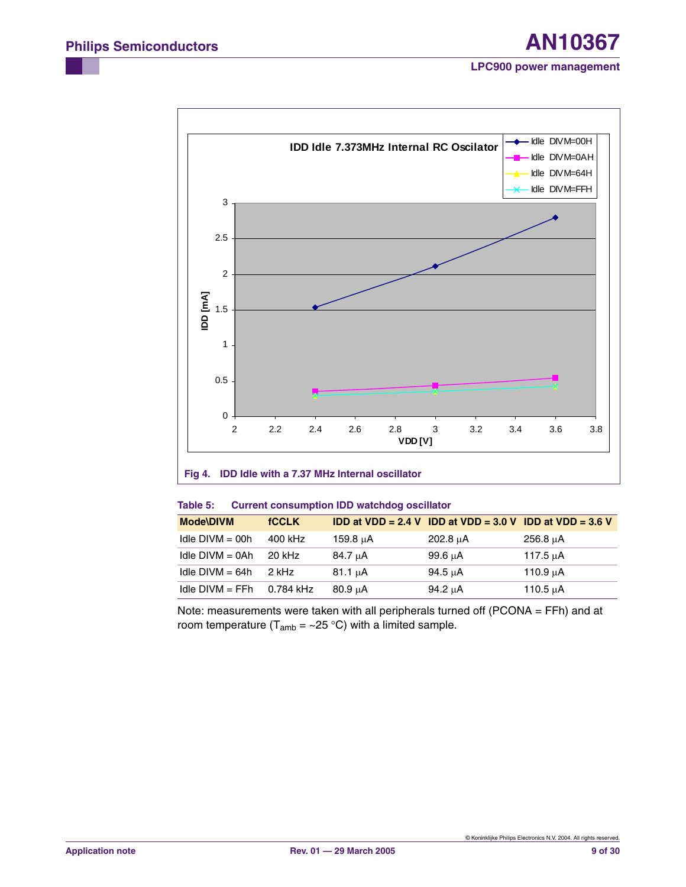**Fig 4. IDD Idle with a 7.37 MHz Internal oscillator**

**Table 5: Current consumption IDD watchdog oscillator**

| Mode\DIVM | fCCLK | IDD at VDD = 2.4 V | IDD at VDD = 3.0 V | IDD at VDD = 3.6 V |
|---|---|---|---|---|
| Idle DIVM = 00h | 400 kHz | 159.8 μA | 202.8 μA | 256.8 μA |
| Idle DIVM = 0Ah | 20 kHz | 84.7 μA | 99.6 μA | 117.5 μA |
| Idle DIVM = 64h | 2 kHz | 81.1 μA | 94.5 μA | 110.9 μA |
| Idle DIVM = FFh | 0.784 kHz | 80.9 μA | 94.2 μA | 110.5 μA |

Note: measurements were taken with all peripherals turned off (PCONA = FFh) and at room temperature ($T_{amb}$ = ~25 °C) with a limited sample.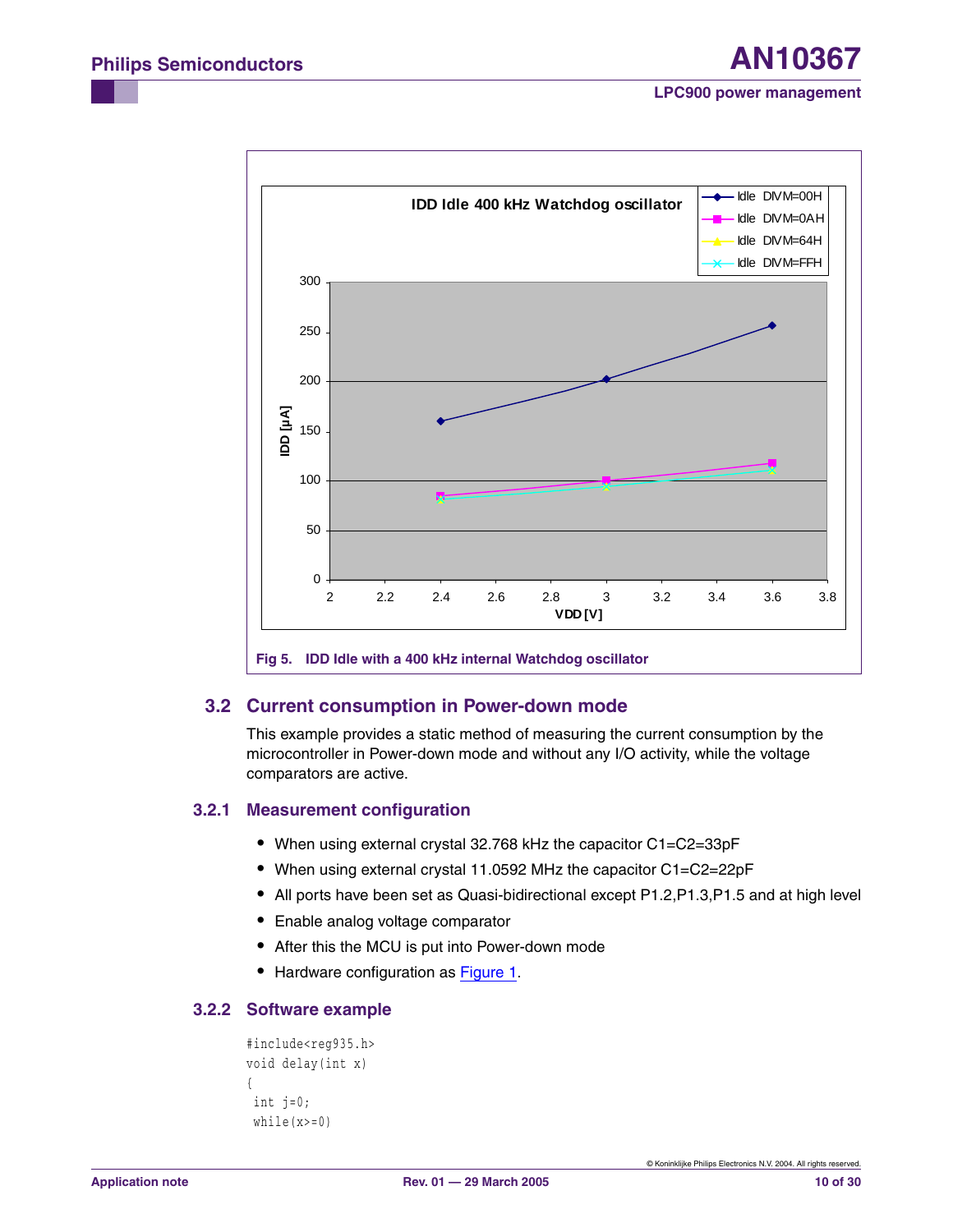Fig 5. IDD Idle with a 400 kHz internal Watchdog oscillator

## 3.2 Current consumption in Power-down mode

This example provides a static method of measuring the current consumption by the microcontroller in Power-down mode and without any I/O activity, while the voltage comparators are active.

### 3.2.1 Measurement configuration

- When using external crystal 32.768 kHz the capacitor C1=C2=33pF
- When using external crystal 11.0592 MHz the capacitor C1=C2=22pF
- All ports have been set as Quasi-bidirectional except P1.2,P1.3,P1.5 and at high level
- Enable analog voltage comparator
- After this the MCU is put into Power-down mode
- Hardware configuration as Figure 1.

### 3.2.2 Software example

```
#include<reg935.h>
void delay(int x)
{
 int j=0;
 while(x>=0)
```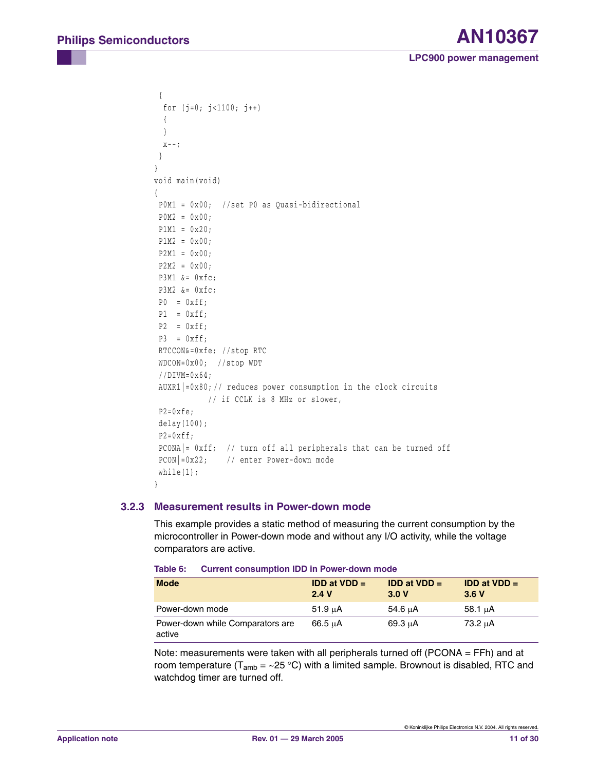```
 {
  for (j=0; j<1100; j++)
  {
  }
  x--;
 }
}
void main(void)
{
 P0M1 = 0x00;  //set P0 as Quasi-bidirectional
 P0M2 = 0x00;
 P1M1 = 0x20;
 P1M2 = 0x00;
 P2M1 = 0x00;
 P2M2 = 0x00;
 P3M1 &= 0xfc;
 P3M2 &= 0xfc;
 P0  = 0xff;
 P1  = 0xff;
 P2  = 0xff;
 P3  = 0xff;
 RTCCON&=0xfe; //stop RTC
 WDCON=0x00;  //stop WDT
 //DIVM=0x64;
 AUXR1|=0x80;// reduces power consumption in the clock circuits
           // if CCLK is 8 MHz or slower,
 P2=0xfe;
 delay(100);
 P2=0xff;
 PCONA|= 0xff;  // turn off all peripherals that can be turned off
 PCON|=0x22;    // enter Power-down mode
 while(1);
}
```

### 3.2.3 Measurement results in Power-down mode

This example provides a static method of measuring the current consumption by the microcontroller in Power-down mode and without any I/O activity, while the voltage comparators are active.

**Table 6: Current consumption IDD in Power-down mode**

| Mode | IDD at VDD = 2.4 V | IDD at VDD = 3.0 V | IDD at VDD = 3.6 V |
|---|---|---|---|
| Power-down mode | 51.9 μA | 54.6 μA | 58.1 μA |
| Power-down while Comparators are active | 66.5 μA | 69.3 μA | 73.2 μA |

Note: measurements were taken with all peripherals turned off (PCONA = FFh) and at room temperature ($T_{amb}$ = ~25 °C) with a limited sample. Brownout is disabled, RTC and watchdog timer are turned off.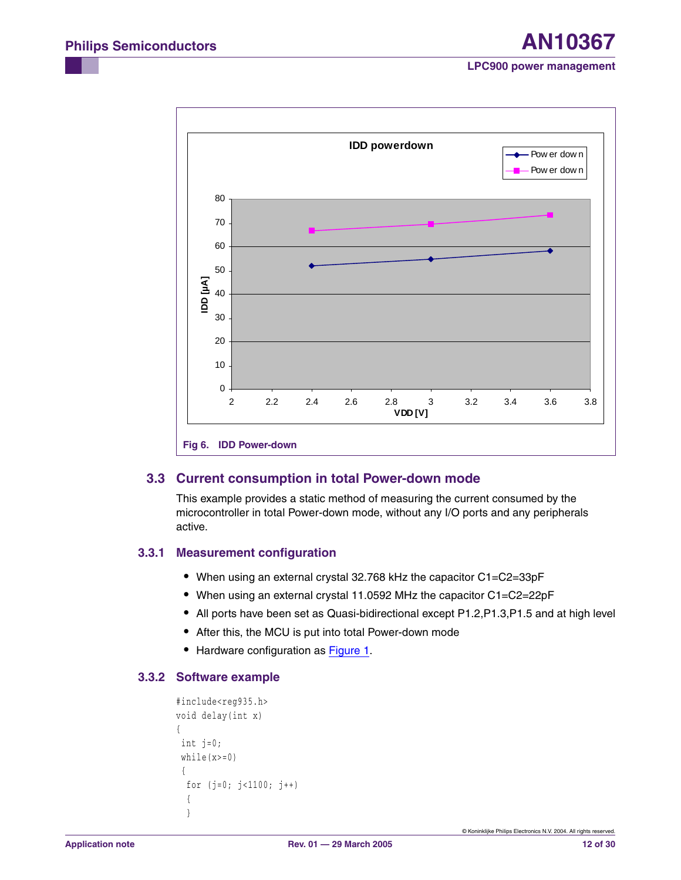Fig 6. IDD Power-down

### 3.3 Current consumption in total Power-down mode

This example provides a static method of measuring the current consumed by the microcontroller in total Power-down mode, without any I/O ports and any peripherals active.

#### 3.3.1 Measurement configuration

- When using an external crystal 32.768 kHz the capacitor C1=C2=33pF
- When using an external crystal 11.0592 MHz the capacitor C1=C2=22pF
- All ports have been set as Quasi-bidirectional except P1.2,P1.3,P1.5 and at high level
- After this, the MCU is put into total Power-down mode
- Hardware configuration as Figure 1.

#### 3.3.2 Software example

```
#include<reg935.h>
void delay(int x)
{
 int j=0;
 while(x>=0)
 {
  for (j=0; j<1100; j++)
  {
  }
```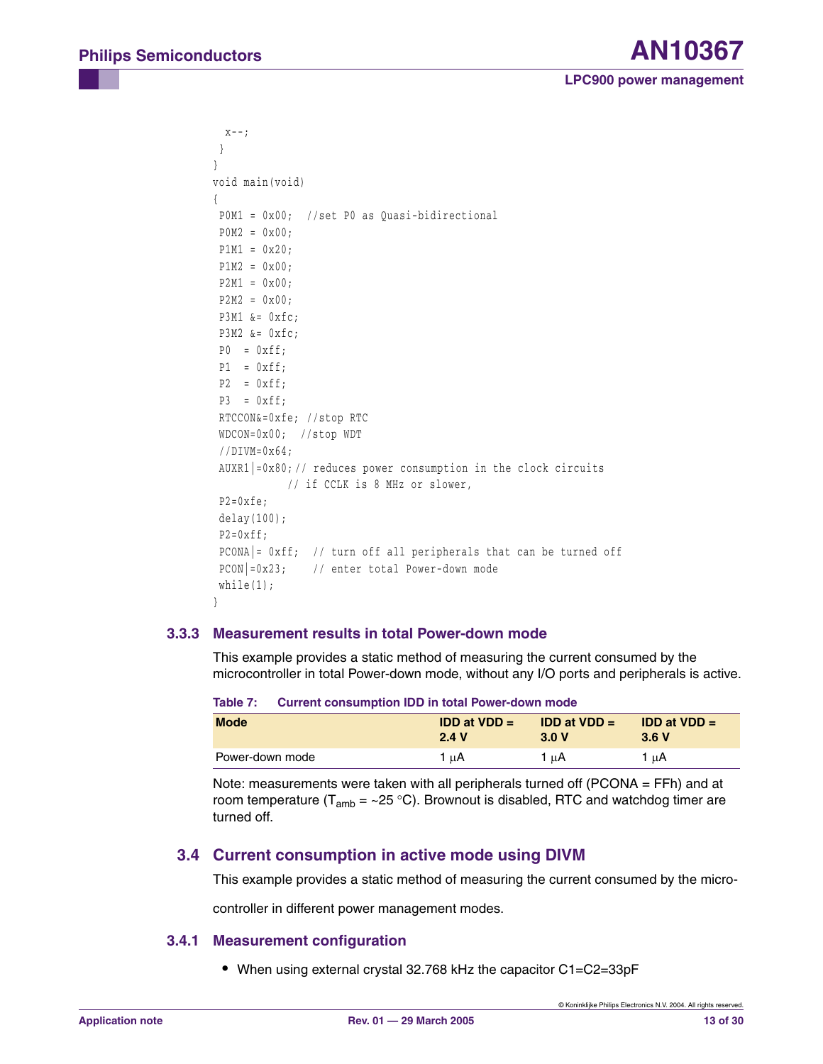```
  x--;
 }
}
void main(void)
{
 P0M1 = 0x00;  //set P0 as Quasi-bidirectional
 P0M2 = 0x00;
 P1M1 = 0x20;
 P1M2 = 0x00;
 P2M1 = 0x00;
 P2M2 = 0x00;
 P3M1 &= 0xfc;
 P3M2 &= 0xfc;
 P0  = 0xff;
 P1  = 0xff;
 P2  = 0xff;
 P3  = 0xff;
 RTCCON&=0xfe; //stop RTC
 WDCON=0x00;  //stop WDT
 //DIVM=0x64;
 AUXR1|=0x80;// reduces power consumption in the clock circuits
           // if CCLK is 8 MHz or slower,
 P2=0xfe;
 delay(100);
 P2=0xff;
 PCONA|= 0xff;  // turn off all peripherals that can be turned off
 PCON|=0x23;    // enter total Power-down mode
 while(1);
}
```

### 3.3.3 Measurement results in total Power-down mode

This example provides a static method of measuring the current consumed by the microcontroller in total Power-down mode, without any I/O ports and peripherals is active.

**Table 7: Current consumption IDD in total Power-down mode**

| Mode | IDD at VDD = 2.4 V | IDD at VDD = 3.0 V | IDD at VDD = 3.6 V |
|---|---|---|---|
| Power-down mode | 1 μA | 1 μA | 1 μA |

Note: measurements were taken with all peripherals turned off (PCONA = FFh) and at room temperature ($T_{amb}$ = ~25 °C). Brownout is disabled, RTC and watchdog timer are turned off.

## 3.4 Current consumption in active mode using DIVM

This example provides a static method of measuring the current consumed by the micro-controller in different power management modes.

### 3.4.1 Measurement configuration

- When using external crystal 32.768 kHz the capacitor C1=C2=33pF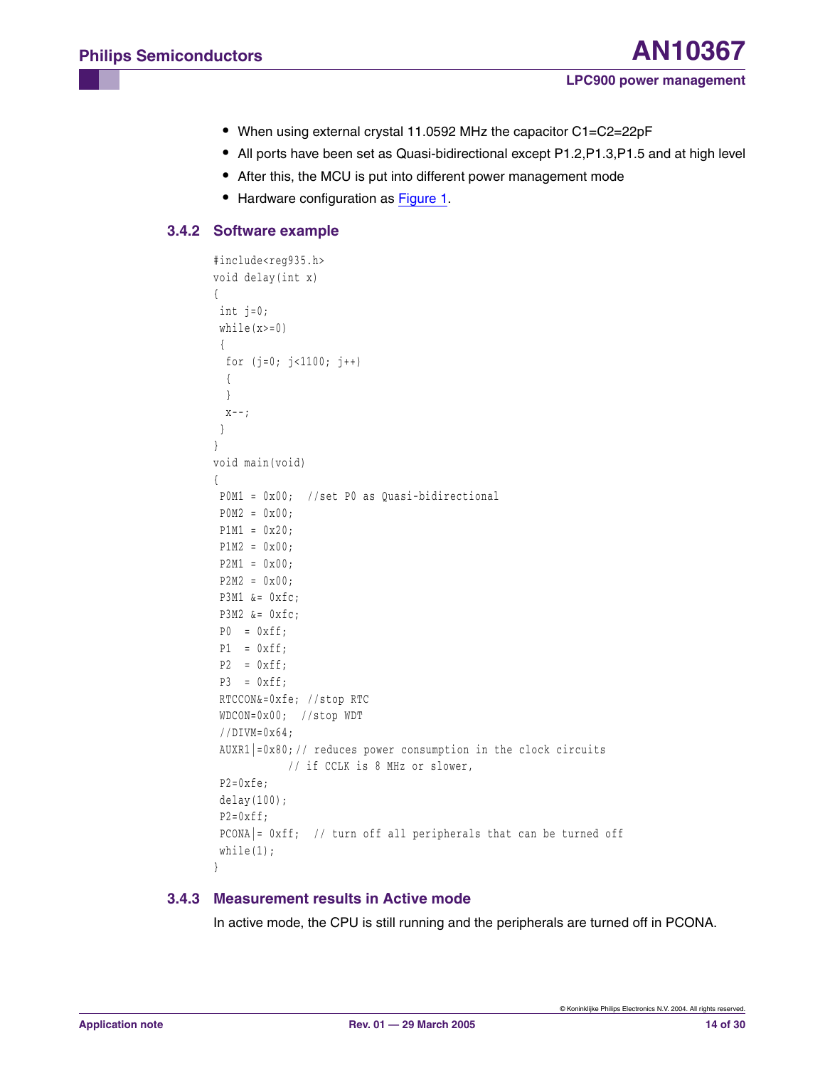- When using external crystal 11.0592 MHz the capacitor C1=C2=22pF
- All ports have been set as Quasi-bidirectional except P1.2,P1.3,P1.5 and at high level
- After this, the MCU is put into different power management mode
- Hardware configuration as Figure 1.

### 3.4.2 Software example

```
#include<reg935.h>
void delay(int x)
{
 int j=0;
 while(x>=0)
 {
  for (j=0; j<1100; j++)
  {
  }
  x--;
 }
}
void main(void)
{
 P0M1 = 0x00;  //set P0 as Quasi-bidirectional
 P0M2 = 0x00;
 P1M1 = 0x20;
 P1M2 = 0x00;
 P2M1 = 0x00;
 P2M2 = 0x00;
 P3M1 &= 0xfc;
 P3M2 &= 0xfc;
 P0  = 0xff;
 P1  = 0xff;
 P2  = 0xff;
 P3  = 0xff;
 RTCCON&=0xfe; //stop RTC
 WDCON=0x00;  //stop WDT
 //DIVM=0x64;
 AUXR1|=0x80;// reduces power consumption in the clock circuits
            // if CCLK is 8 MHz or slower,
 P2=0xfe;
 delay(100);
 P2=0xff;
 PCONA|= 0xff;  // turn off all peripherals that can be turned off
 while(1);
}
```

### 3.4.3 Measurement results in Active mode

In active mode, the CPU is still running and the peripherals are turned off in PCONA.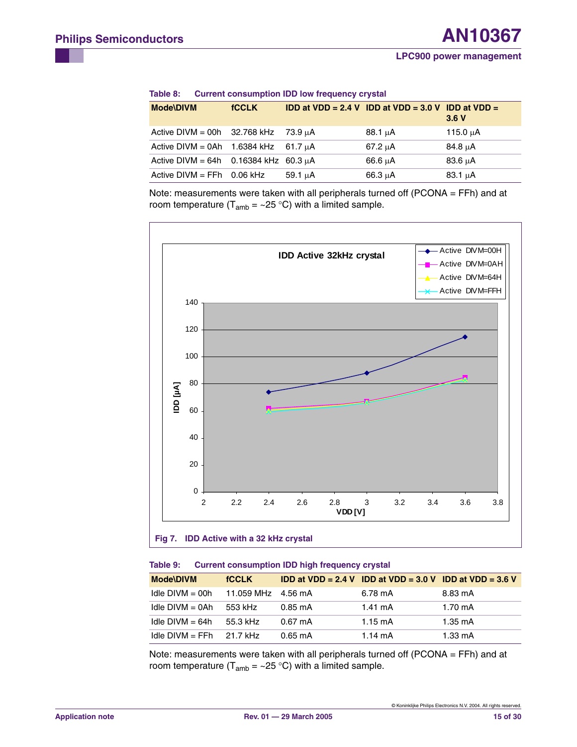**Table 8: Current consumption IDD low frequency crystal**

| Mode\DIVM | fCCLK | IDD at VDD = 2.4 V | IDD at VDD = 3.0 V | IDD at VDD = 3.6 V |
|---|---|---|---|---|
| Active DIVM = 00h | 32.768 kHz | 73.9 μA | 88.1 μA | 115.0 μA |
| Active DIVM = 0Ah | 1.6384 kHz | 61.7 μA | 67.2 μA | 84.8 μA |
| Active DIVM = 64h | 0.16384 kHz | 60.3 μA | 66.6 μA | 83.6 μA |
| Active DIVM = FFh | 0.06 kHz | 59.1 μA | 66.3 μA | 83.1 μA |

Note: measurements were taken with all peripherals turned off (PCONA = FFh) and at room temperature ($T_{amb}$ = ~25 °C) with a limited sample.

Fig 7. IDD Active with a 32 kHz crystal

**Table 9: Current consumption IDD high frequency crystal**

| Mode\DIVM | fCCLK | IDD at VDD = 2.4 V | IDD at VDD = 3.0 V | IDD at VDD = 3.6 V |
|---|---|---|---|---|
| Idle DIVM = 00h | 11.059 MHz | 4.56 mA | 6.78 mA | 8.83 mA |
| Idle DIVM = 0Ah | 553 kHz | 0.85 mA | 1.41 mA | 1.70 mA |
| Idle DIVM = 64h | 55.3 kHz | 0.67 mA | 1.15 mA | 1.35 mA |
| Idle DIVM = FFh | 21.7 kHz | 0.65 mA | 1.14 mA | 1.33 mA |

Note: measurements were taken with all peripherals turned off (PCONA = FFh) and at room temperature ($T_{amb}$ = ~25 °C) with a limited sample.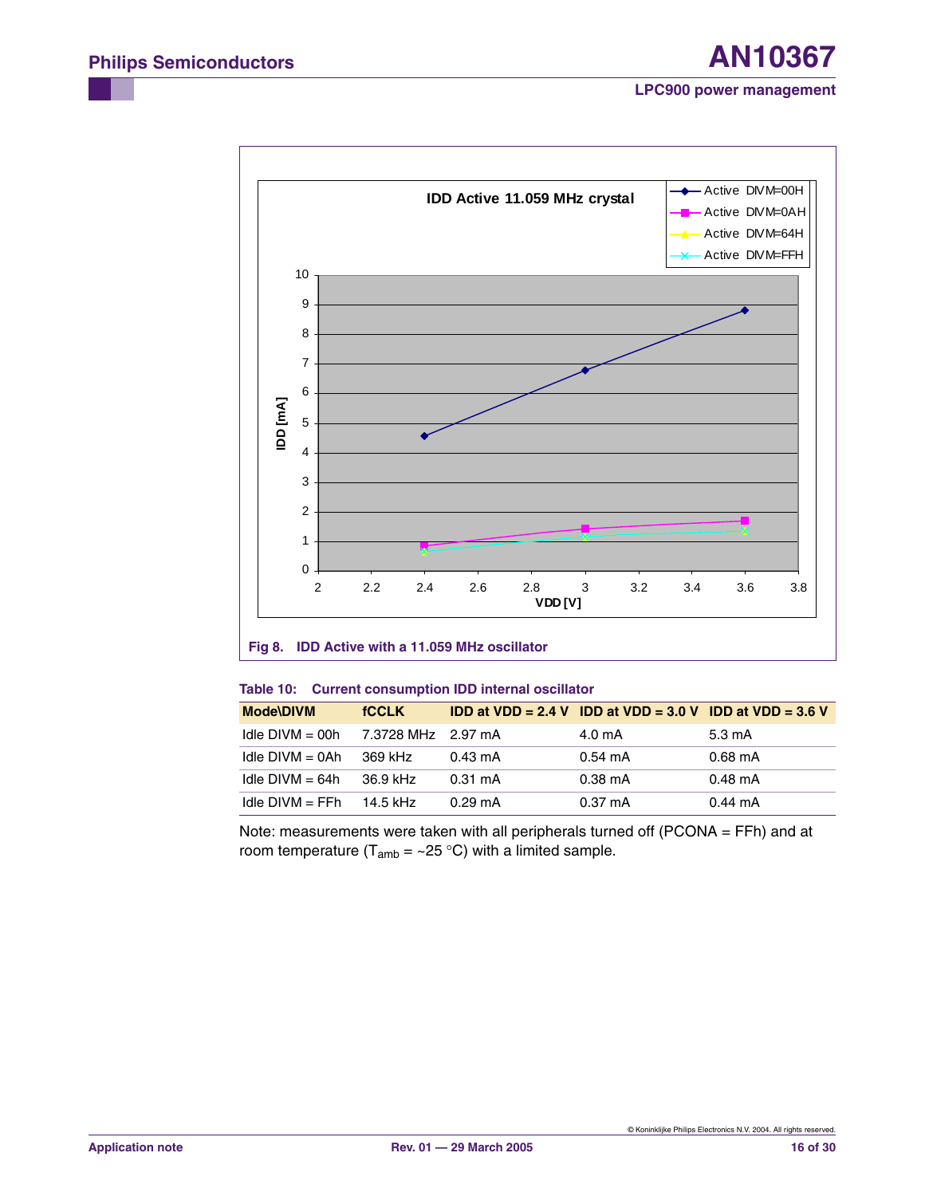Fig 8. IDD Active with a 11.059 MHz oscillator

**Table 10: Current consumption IDD internal oscillator**

| Mode\DIVM | fCCLK | IDD at VDD = 2.4 V | IDD at VDD = 3.0 V | IDD at VDD = 3.6 V |
|---|---|---|---|---|
| Idle DIVM = 00h | 7.3728 MHz | 2.97 mA | 4.0 mA | 5.3 mA |
| Idle DIVM = 0Ah | 369 kHz | 0.43 mA | 0.54 mA | 0.68 mA |
| Idle DIVM = 64h | 36.9 kHz | 0.31 mA | 0.38 mA | 0.48 mA |
| Idle DIVM = FFh | 14.5 kHz | 0.29 mA | 0.37 mA | 0.44 mA |

Note: measurements were taken with all peripherals turned off (PCONA = FFh) and at room temperature ($T_{amb}$ = ~25 °C) with a limited sample.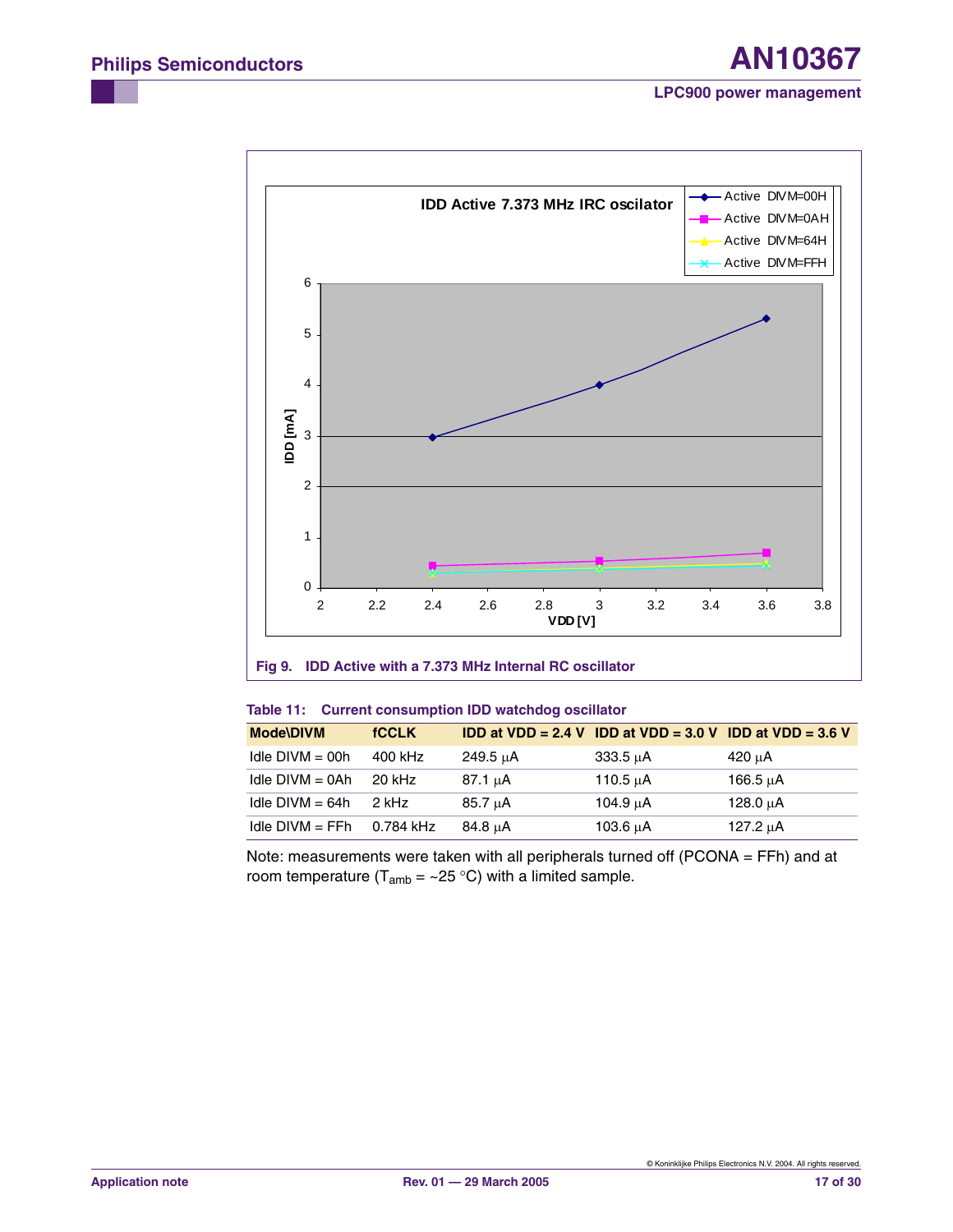**Fig 9. IDD Active with a 7.373 MHz Internal RC oscillator**

**Table 11: Current consumption IDD watchdog oscillator**

| Mode\DIVM | fCCLK | IDD at VDD = 2.4 V | IDD at VDD = 3.0 V | IDD at VDD = 3.6 V |
|---|---|---|---|---|
| Idle DIVM = 00h | 400 kHz | 249.5 μA | 333.5 μA | 420 μA |
| Idle DIVM = 0Ah | 20 kHz | 87.1 μA | 110.5 μA | 166.5 μA |
| Idle DIVM = 64h | 2 kHz | 85.7 μA | 104.9 μA | 128.0 μA |
| Idle DIVM = FFh | 0.784 kHz | 84.8 μA | 103.6 μA | 127.2 μA |

Note: measurements were taken with all peripherals turned off (PCONA = FFh) and at room temperature ($T_{amb}$ = ~25 °C) with a limited sample.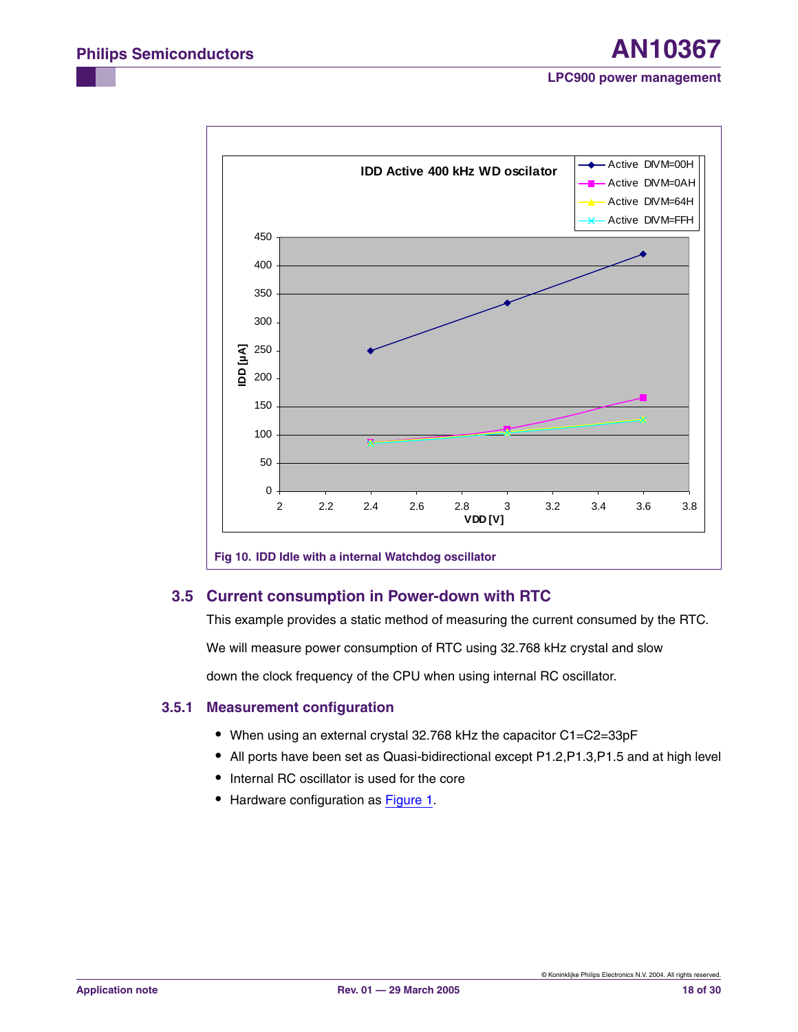Fig 10. IDD Idle with a internal Watchdog oscillator

## 3.5 Current consumption in Power-down with RTC

This example provides a static method of measuring the current consumed by the RTC.

We will measure power consumption of RTC using 32.768 kHz crystal and slow

down the clock frequency of the CPU when using internal RC oscillator.

### 3.5.1 Measurement configuration

- When using an external crystal 32.768 kHz the capacitor C1=C2=33pF
- All ports have been set as Quasi-bidirectional except P1.2,P1.3,P1.5 and at high level
- Internal RC oscillator is used for the core
- Hardware configuration as Figure 1.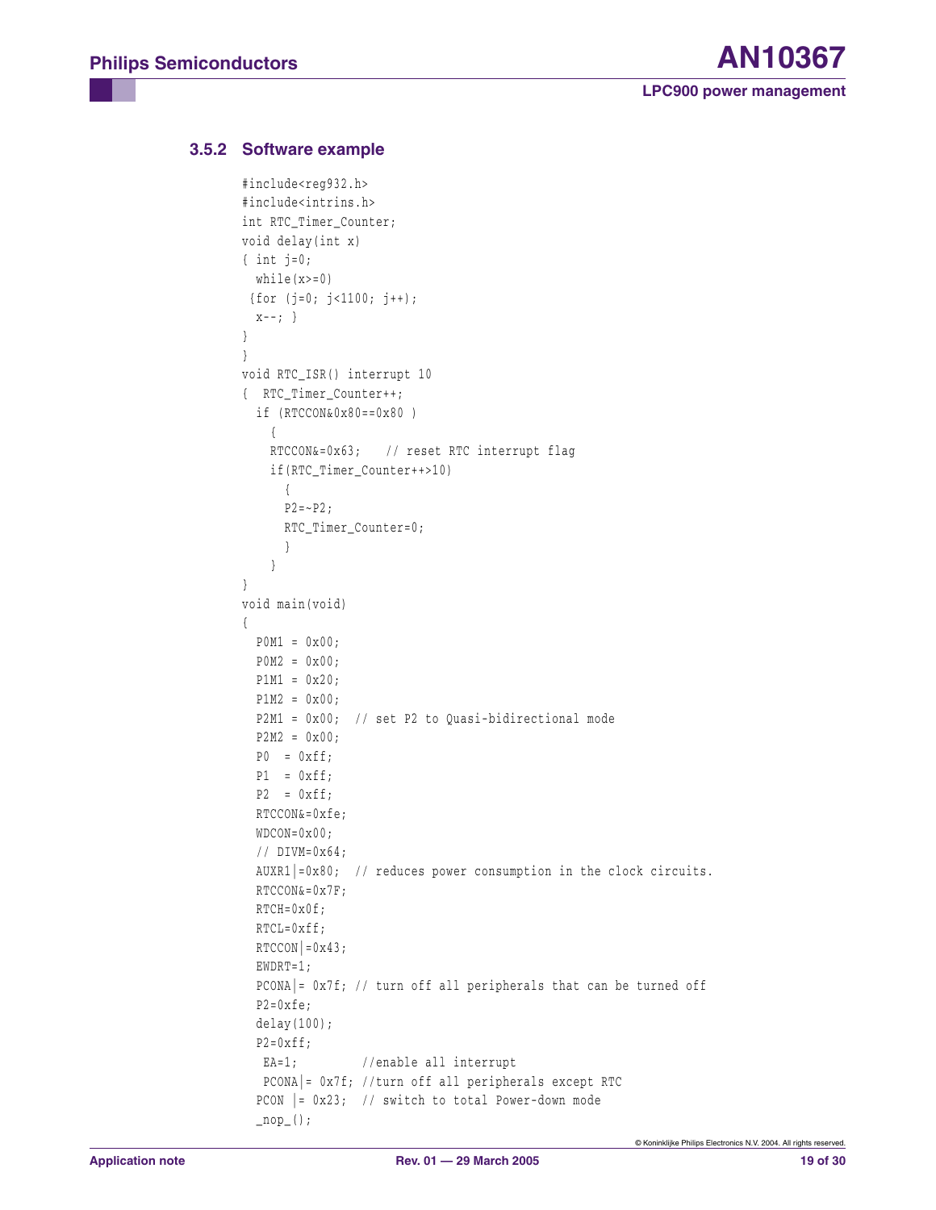### 3.5.2 Software example

```
#include<reg932.h>
#include<intrins.h>
int RTC_Timer_Counter;
void delay(int x)
{ int j=0;
  while(x>=0)
 {for (j=0; j<1100; j++);
  x--; }
}
}
void RTC_ISR() interrupt 10
{  RTC_Timer_Counter++;
  if (RTCCON&0x80==0x80 )
    {
    RTCCON&=0x63;   // reset RTC interrupt flag
    if(RTC_Timer_Counter++>10)
      {
      P2=~P2;
      RTC_Timer_Counter=0;
      }
    }
}
void main(void)
{
  P0M1 = 0x00;
  P0M2 = 0x00;
  P1M1 = 0x20;
  P1M2 = 0x00;
  P2M1 = 0x00;  // set P2 to Quasi-bidirectional mode
  P2M2 = 0x00;
  P0  = 0xff;
  P1  = 0xff;
  P2  = 0xff;
  RTCCON&=0xfe;
  WDCON=0x00;
  // DIVM=0x64;
  AUXR1|=0x80;  // reduces power consumption in the clock circuits.
  RTCCON&=0x7F;
  RTCH=0x0f;
  RTCL=0xff;
  RTCCON|=0x43;
  EWDRT=1;
  PCONA|= 0x7f; // turn off all peripherals that can be turned off
  P2=0xfe;
  delay(100);
  P2=0xff;
   EA=1;         //enable all interrupt
   PCONA|= 0x7f; //turn off all peripherals except RTC
  PCON |= 0x23;  // switch to total Power-down mode
  _nop_();
```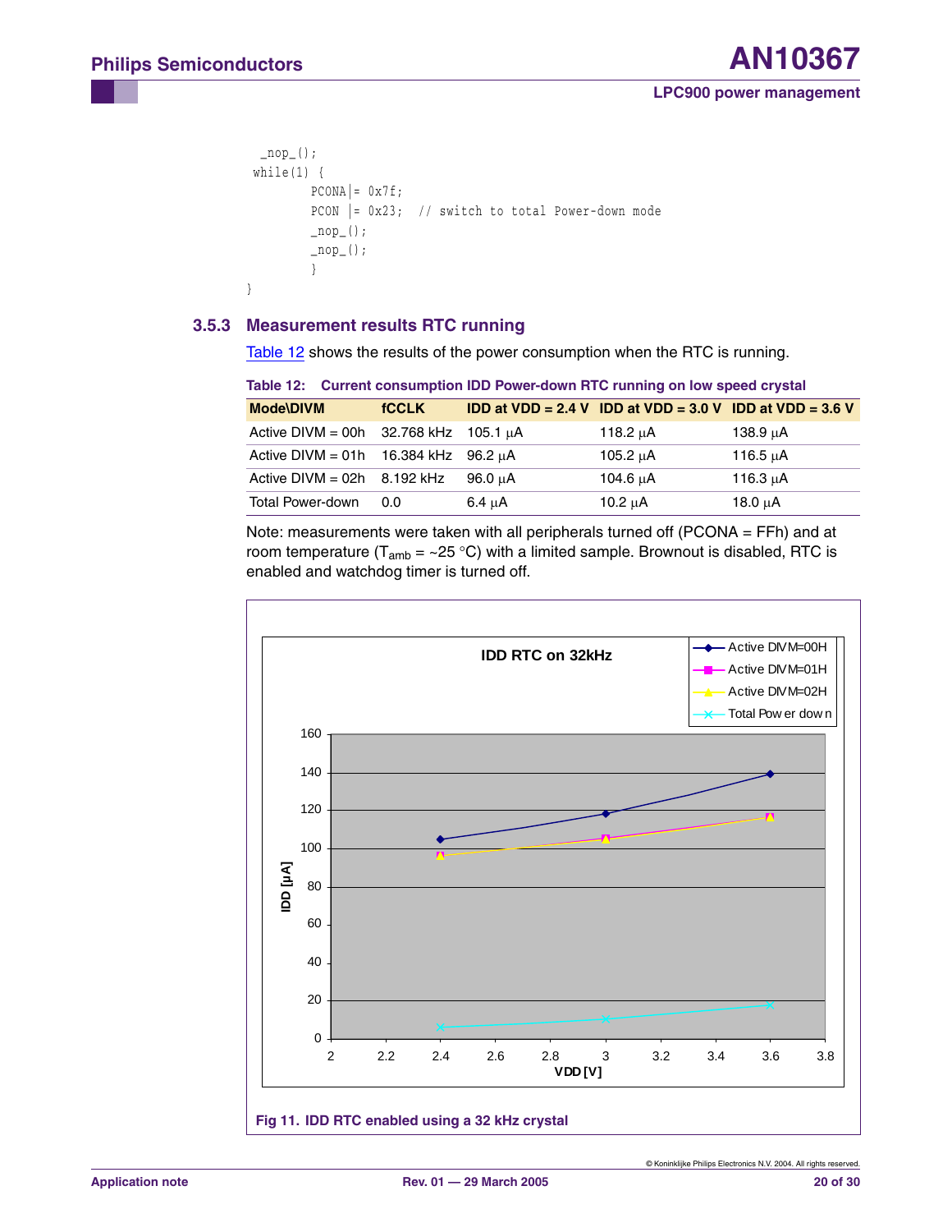```
  _nop_();
 while(1) {
        PCONA|= 0x7f;
        PCON |= 0x23;  // switch to total Power-down mode
        _nop_();
        _nop_();
        }
}
```

### 3.5.3 Measurement results RTC running

Table 12 shows the results of the power consumption when the RTC is running.

**Table 12: Current consumption IDD Power-down RTC running on low speed crystal**

| Mode\DIVM | fCCLK | IDD at VDD = 2.4 V | IDD at VDD = 3.0 V | IDD at VDD = 3.6 V |
|---|---|---|---|---|
| Active DIVM = 00h | 32.768 kHz | 105.1 μA | 118.2 μA | 138.9 μA |
| Active DIVM = 01h | 16.384 kHz | 96.2 μA | 105.2 μA | 116.5 μA |
| Active DIVM = 02h | 8.192 kHz | 96.0 μA | 104.6 μA | 116.3 μA |
| Total Power-down | 0.0 | 6.4 μA | 10.2 μA | 18.0 μA |

Note: measurements were taken with all peripherals turned off (PCONA = FFh) and at room temperature ($T_{amb}$ = ~25 °C) with a limited sample. Brownout is disabled, RTC is enabled and watchdog timer is turned off.

Fig 11. IDD RTC enabled using a 32 kHz crystal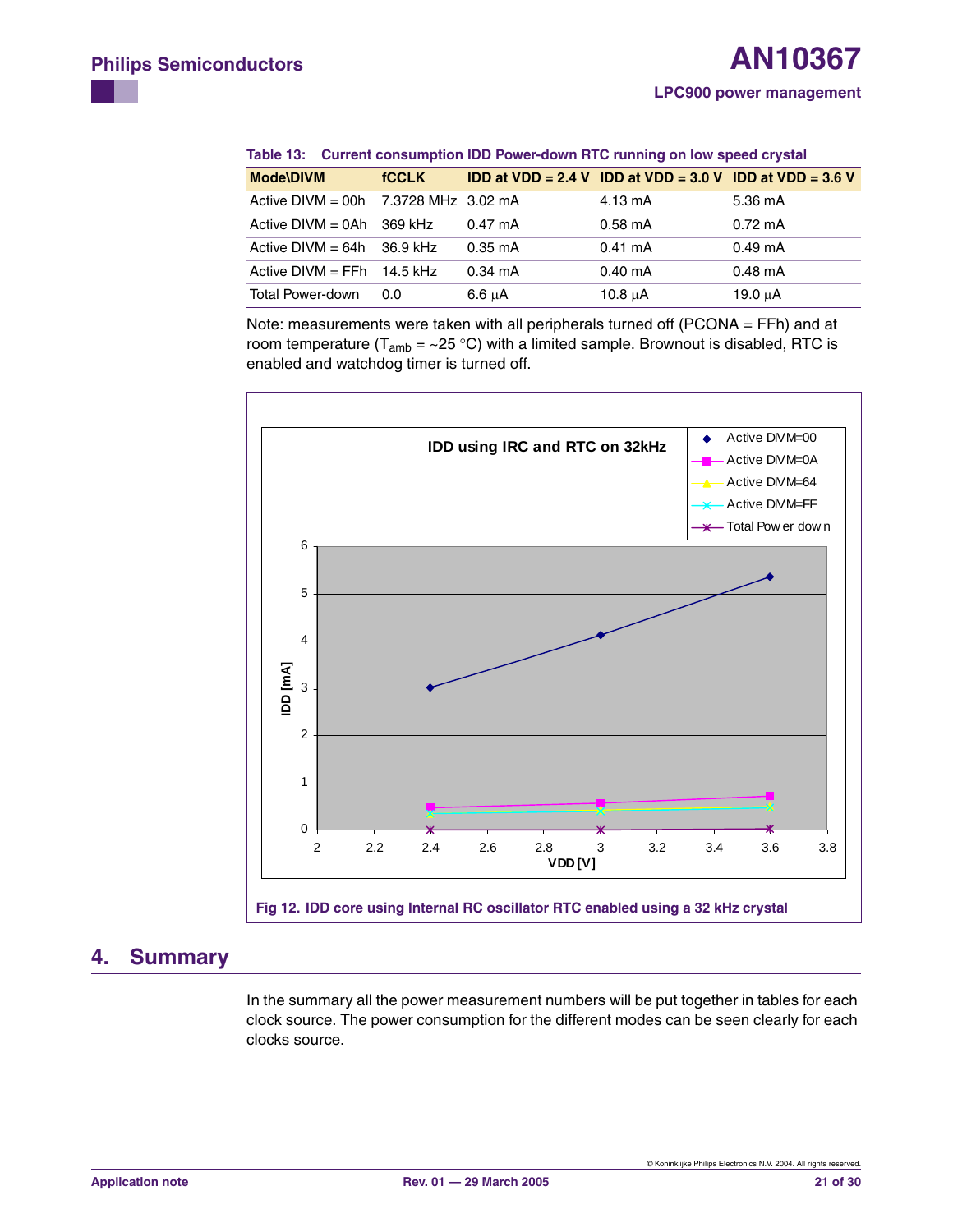**Table 13: Current consumption IDD Power-down RTC running on low speed crystal**

| Mode\DIVM | fCCLK | IDD at VDD = 2.4 V | IDD at VDD = 3.0 V | IDD at VDD = 3.6 V |
|---|---|---|---|---|
| Active DIVM = 00h | 7.3728 MHz | 3.02 mA | 4.13 mA | 5.36 mA |
| Active DIVM = 0Ah | 369 kHz | 0.47 mA | 0.58 mA | 0.72 mA |
| Active DIVM = 64h | 36.9 kHz | 0.35 mA | 0.41 mA | 0.49 mA |
| Active DIVM = FFh | 14.5 kHz | 0.34 mA | 0.40 mA | 0.48 mA |
| Total Power-down | 0.0 | 6.6 μA | 10.8 μA | 19.0 μA |

Note: measurements were taken with all peripherals turned off (PCONA = FFh) and at room temperature ($T_{amb}$ = ~25 °C) with a limited sample. Brownout is disabled, RTC is enabled and watchdog timer is turned off.

Fig 12. IDD core using Internal RC oscillator RTC enabled using a 32 kHz crystal

# 4. Summary

In the summary all the power measurement numbers will be put together in tables for each clock source. The power consumption for the different modes can be seen clearly for each clocks source.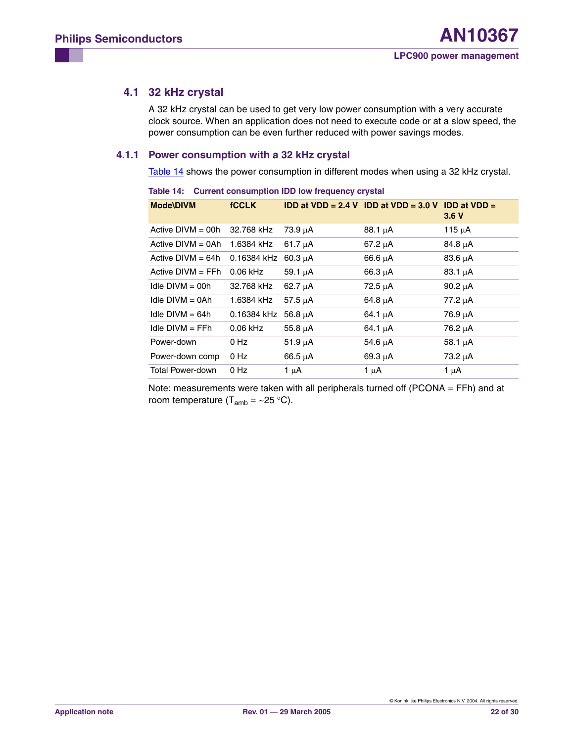## 4.1 32 kHz crystal

A 32 kHz crystal can be used to get very low power consumption with a very accurate clock source. When an application does not need to execute code or at a slow speed, the power consumption can be even further reduced with power savings modes.

### 4.1.1 Power consumption with a 32 kHz crystal

Table 14 shows the power consumption in different modes when using a 32 kHz crystal.

**Table 14: Current consumption IDD low frequency crystal**

| Mode\DIVM | fCCLK | IDD at VDD = 2.4 V | IDD at VDD = 3.0 V | IDD at VDD = 3.6 V |
|---|---|---|---|---|
| Active DIVM = 00h | 32.768 kHz | 73.9 µA | 88.1 µA | 115 µA |
| Active DIVM = 0Ah | 1.6384 kHz | 61.7 µA | 67.2 µA | 84.8 µA |
| Active DIVM = 64h | 0.16384 kHz | 60.3 µA | 66.6 µA | 83.6 µA |
| Active DIVM = FFh | 0.06 kHz | 59.1 µA | 66.3 µA | 83.1 µA |
| Idle DIVM = 00h | 32.768 kHz | 62.7 µA | 72.5 µA | 90.2 µA |
| Idle DIVM = 0Ah | 1.6384 kHz | 57.5 µA | 64.8 µA | 77.2 µA |
| Idle DIVM = 64h | 0.16384 kHz | 56.8 µA | 64.1 µA | 76.9 µA |
| Idle DIVM = FFh | 0.06 kHz | 55.8 µA | 64.1 µA | 76.2 µA |
| Power-down | 0 Hz | 51.9 µA | 54.6 µA | 58.1 µA |
| Power-down comp | 0 Hz | 66.5 µA | 69.3 µA | 73.2 µA |
| Total Power-down | 0 Hz | 1 µA | 1 µA | 1 µA |

Note: measurements were taken with all peripherals turned off (PCONA = FFh) and at room temperature ($T_{amb}$ = ~25 °C).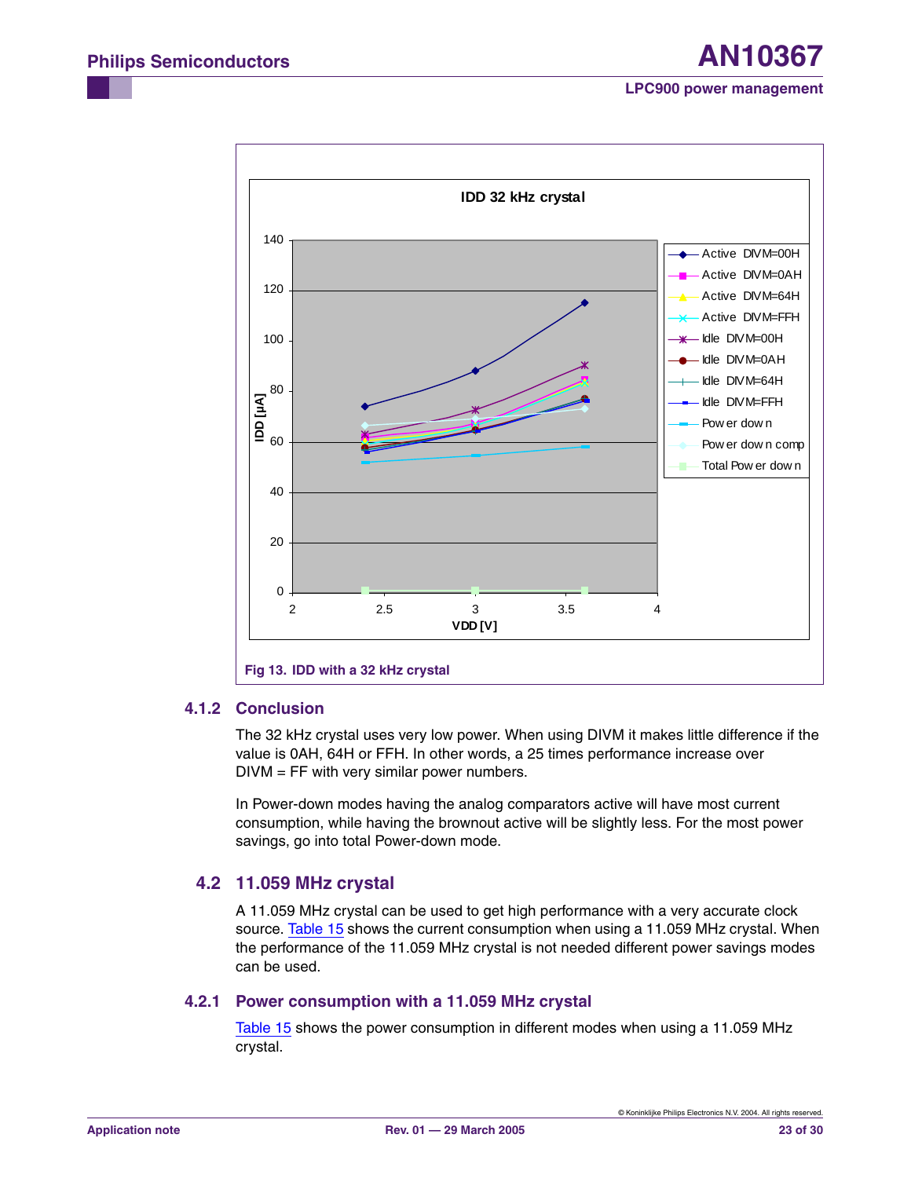**IDD 32 kHz crystal**

Fig 13. IDD with a 32 kHz crystal

### 4.1.2 Conclusion

The 32 kHz crystal uses very low power. When using DIVM it makes little difference if the value is 0AH, 64H or FFH. In other words, a 25 times performance increase over DIVM = FF with very similar power numbers.

In Power-down modes having the analog comparators active will have most current consumption, while having the brownout active will be slightly less. For the most power savings, go into total Power-down mode.

## 4.2 11.059 MHz crystal

A 11.059 MHz crystal can be used to get high performance with a very accurate clock source. Table 15 shows the current consumption when using a 11.059 MHz crystal. When the performance of the 11.059 MHz crystal is not needed different power savings modes can be used.

### 4.2.1 Power consumption with a 11.059 MHz crystal

Table 15 shows the power consumption in different modes when using a 11.059 MHz crystal.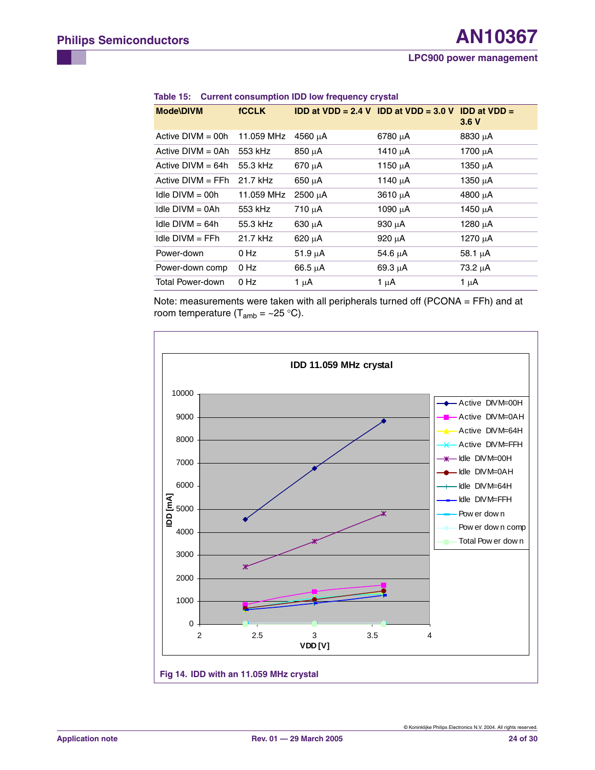**Table 15: Current consumption IDD low frequency crystal**

| Mode\DIVM | fCCLK | IDD at VDD = 2.4 V | IDD at VDD = 3.0 V | IDD at VDD = 3.6 V |
|---|---|---|---|---|
| Active DIVM = 00h | 11.059 MHz | 4560 µA | 6780 µA | 8830 µA |
| Active DIVM = 0Ah | 553 kHz | 850 µA | 1410 µA | 1700 µA |
| Active DIVM = 64h | 55.3 kHz | 670 µA | 1150 µA | 1350 µA |
| Active DIVM = FFh | 21.7 kHz | 650 µA | 1140 µA | 1350 µA |
| Idle DIVM = 00h | 11.059 MHz | 2500 µA | 3610 µA | 4800 µA |
| Idle DIVM = 0Ah | 553 kHz | 710 µA | 1090 µA | 1450 µA |
| Idle DIVM = 64h | 55.3 kHz | 630 µA | 930 µA | 1280 µA |
| Idle DIVM = FFh | 21.7 kHz | 620 µA | 920 µA | 1270 µA |
| Power-down | 0 Hz | 51.9 µA | 54.6 µA | 58.1 µA |
| Power-down comp | 0 Hz | 66.5 µA | 69.3 µA | 73.2 µA |
| Total Power-down | 0 Hz | 1 µA | 1 µA | 1 µA |

Note: measurements were taken with all peripherals turned off (PCONA = FFh) and at room temperature ($T_{amb}$ = ~25 °C).

**Fig 14. IDD with an 11.059 MHz crystal**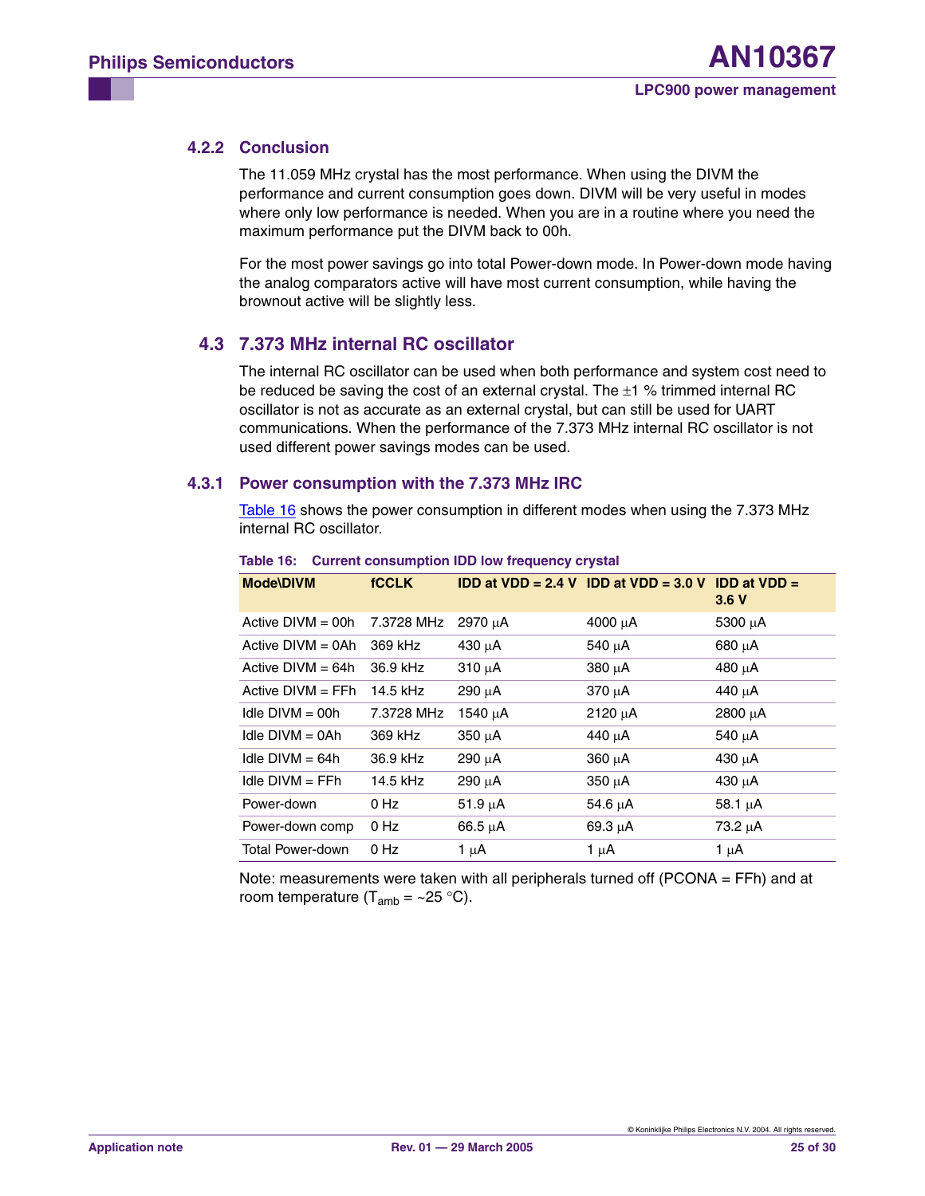#### 4.2.2 Conclusion

The 11.059 MHz crystal has the most performance. When using the DIVM the performance and current consumption goes down. DIVM will be very useful in modes where only low performance is needed. When you are in a routine where you need the maximum performance put the DIVM back to 00h.

For the most power savings go into total Power-down mode. In Power-down mode having the analog comparators active will have most current consumption, while having the brownout active will be slightly less.

### 4.3 7.373 MHz internal RC oscillator

The internal RC oscillator can be used when both performance and system cost need to be reduced be saving the cost of an external crystal. The ±1 % trimmed internal RC oscillator is not as accurate as an external crystal, but can still be used for UART communications. When the performance of the 7.373 MHz internal RC oscillator is not used different power savings modes can be used.

#### 4.3.1 Power consumption with the 7.373 MHz IRC

Table 16 shows the power consumption in different modes when using the 7.373 MHz internal RC oscillator.

**Table 16: Current consumption IDD low frequency crystal**

| Mode\DIVM | fCCLK | IDD at VDD = 2.4 V | IDD at VDD = 3.0 V | IDD at VDD = 3.6 V |
|---|---|---|---|---|
| Active DIVM = 00h | 7.3728 MHz | 2970 μA | 4000 μA | 5300 μA |
| Active DIVM = 0Ah | 369 kHz | 430 μA | 540 μA | 680 μA |
| Active DIVM = 64h | 36.9 kHz | 310 μA | 380 μA | 480 μA |
| Active DIVM = FFh | 14.5 kHz | 290 μA | 370 μA | 440 μA |
| Idle DIVM = 00h | 7.3728 MHz | 1540 μA | 2120 μA | 2800 μA |
| Idle DIVM = 0Ah | 369 kHz | 350 μA | 440 μA | 540 μA |
| Idle DIVM = 64h | 36.9 kHz | 290 μA | 360 μA | 430 μA |
| Idle DIVM = FFh | 14.5 kHz | 290 μA | 350 μA | 430 μA |
| Power-down | 0 Hz | 51.9 μA | 54.6 μA | 58.1 μA |
| Power-down comp | 0 Hz | 66.5 μA | 69.3 μA | 73.2 μA |
| Total Power-down | 0 Hz | 1 μA | 1 μA | 1 μA |

Note: measurements were taken with all peripherals turned off (PCONA = FFh) and at room temperature ($T_{amb}$ = ~25 °C).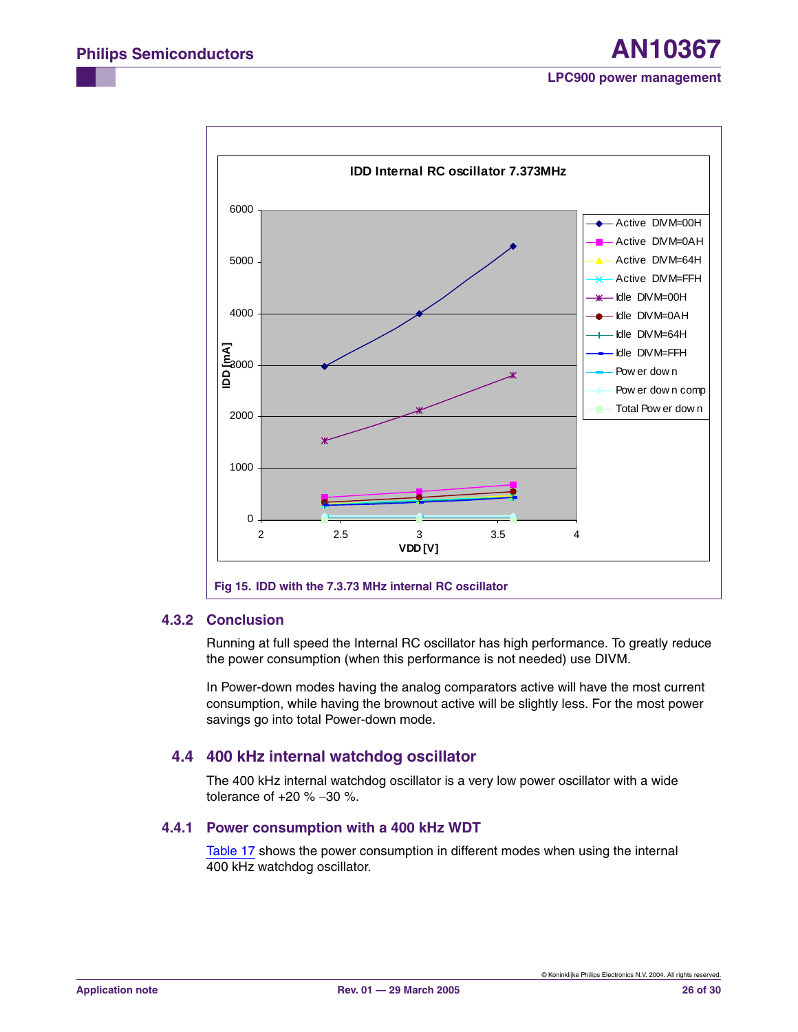Fig 15. IDD with the 7.3.73 MHz internal RC oscillator

### 4.3.2 Conclusion

Running at full speed the Internal RC oscillator has high performance. To greatly reduce the power consumption (when this performance is not needed) use DIVM.

In Power-down modes having the analog comparators active will have the most current consumption, while having the brownout active will be slightly less. For the most power savings go into total Power-down mode.

## 4.4 400 kHz internal watchdog oscillator

The 400 kHz internal watchdog oscillator is a very low power oscillator with a wide tolerance of +20 % −30 %.

### 4.4.1 Power consumption with a 400 kHz WDT

Table 17 shows the power consumption in different modes when using the internal 400 kHz watchdog oscillator.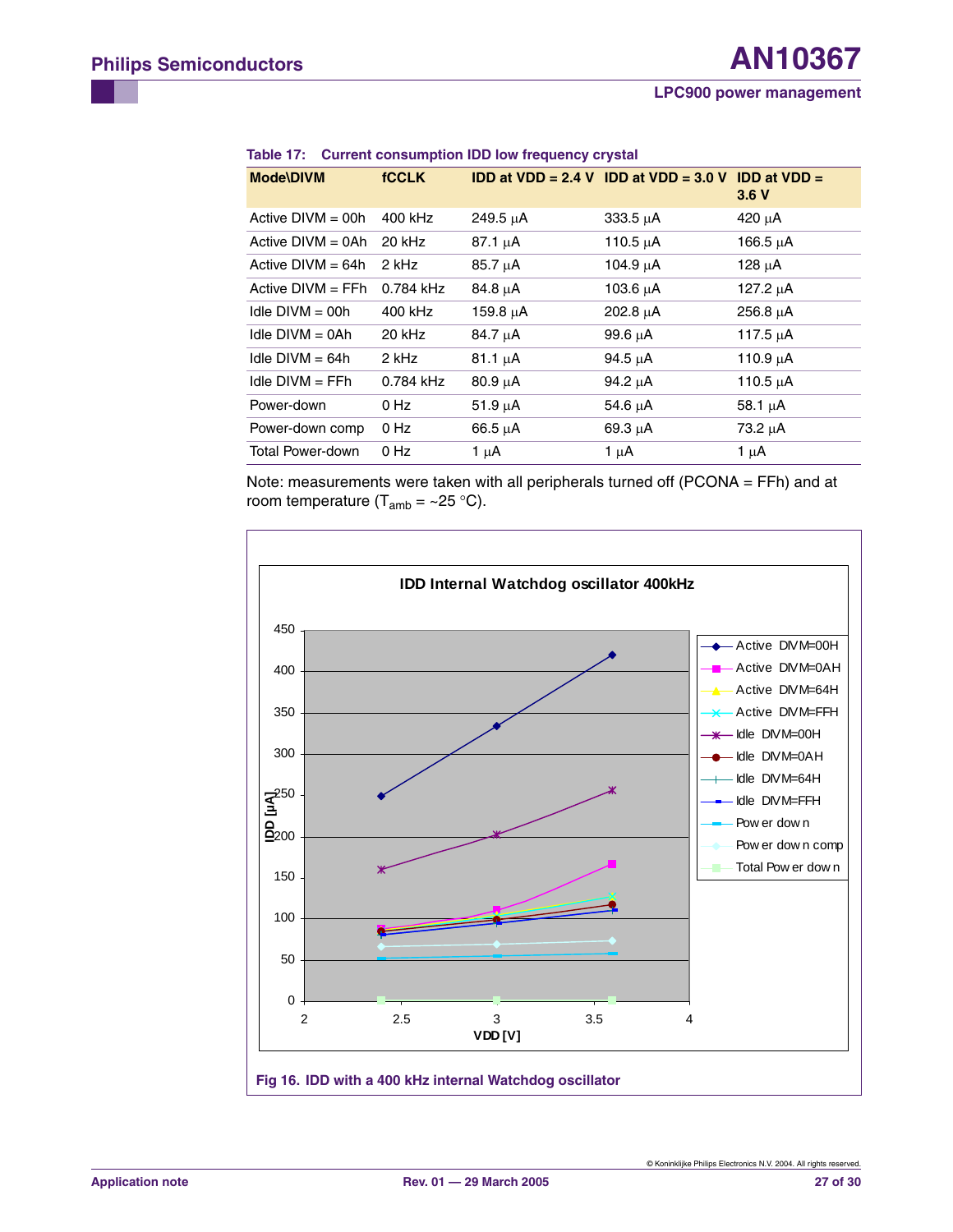**Table 17: Current consumption IDD low frequency crystal**

| Mode\DIVM | fCCLK | IDD at VDD = 2.4 V | IDD at VDD = 3.0 V | IDD at VDD = 3.6 V |
|---|---|---|---|---|
| Active DIVM = 00h | 400 kHz | 249.5 μA | 333.5 μA | 420 μA |
| Active DIVM = 0Ah | 20 kHz | 87.1 μA | 110.5 μA | 166.5 μA |
| Active DIVM = 64h | 2 kHz | 85.7 μA | 104.9 μA | 128 μA |
| Active DIVM = FFh | 0.784 kHz | 84.8 μA | 103.6 μA | 127.2 μA |
| Idle DIVM = 00h | 400 kHz | 159.8 μA | 202.8 μA | 256.8 μA |
| Idle DIVM = 0Ah | 20 kHz | 84.7 μA | 99.6 μA | 117.5 μA |
| Idle DIVM = 64h | 2 kHz | 81.1 μA | 94.5 μA | 110.9 μA |
| Idle DIVM = FFh | 0.784 kHz | 80.9 μA | 94.2 μA | 110.5 μA |
| Power-down | 0 Hz | 51.9 μA | 54.6 μA | 58.1 μA |
| Power-down comp | 0 Hz | 66.5 μA | 69.3 μA | 73.2 μA |
| Total Power-down | 0 Hz | 1 μA | 1 μA | 1 μA |

Note: measurements were taken with all peripherals turned off (PCONA = FFh) and at room temperature ($T_{amb}$ = ~25 °C).

**Fig 16. IDD with a 400 kHz internal Watchdog oscillator**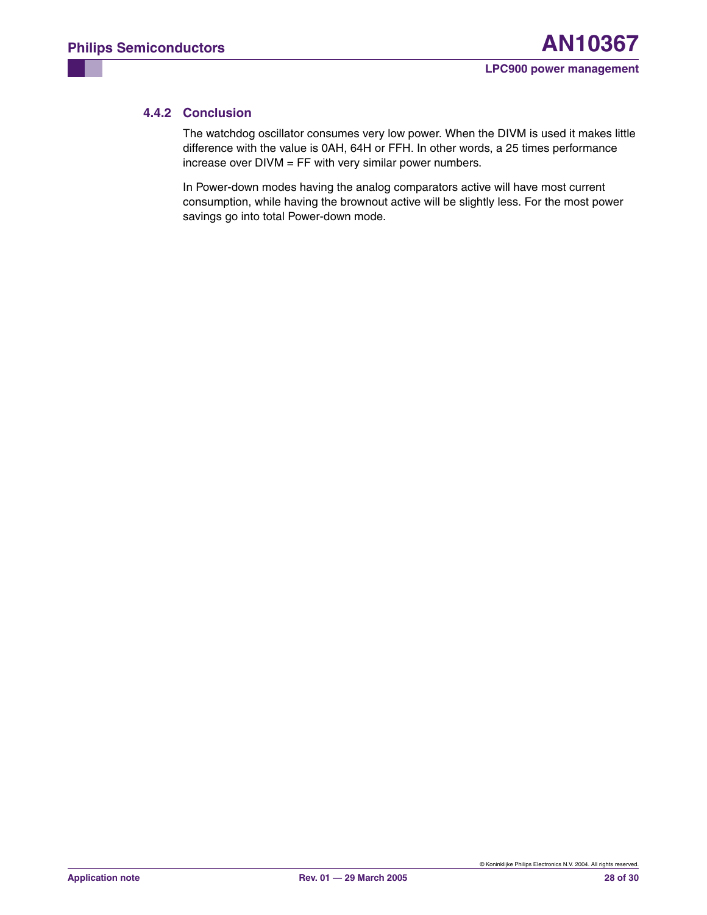### 4.4.2 Conclusion

The watchdog oscillator consumes very low power. When the DIVM is used it makes little difference with the value is 0AH, 64H or FFH. In other words, a 25 times performance increase over DIVM = FF with very similar power numbers.

In Power-down modes having the analog comparators active will have most current consumption, while having the brownout active will be slightly less. For the most power savings go into total Power-down mode.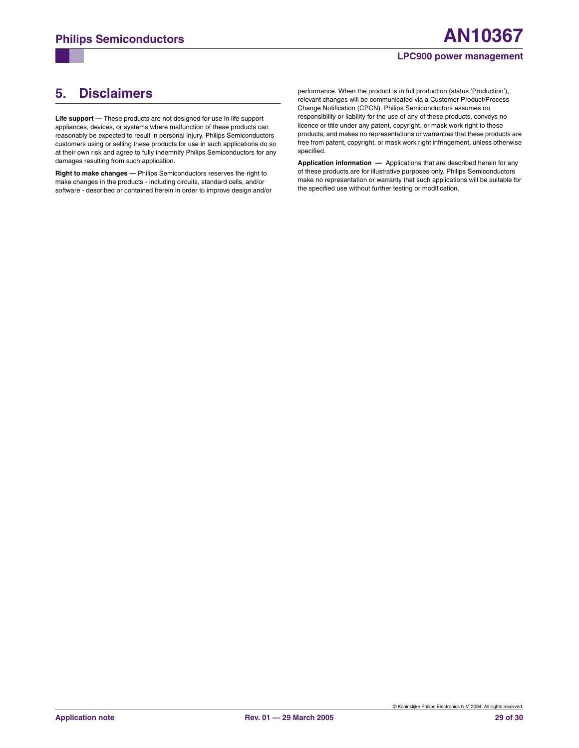## 5. Disclaimers

**Life support —** These products are not designed for use in life support appliances, devices, or systems where malfunction of these products can reasonably be expected to result in personal injury. Philips Semiconductors customers using or selling these products for use in such applications do so at their own risk and agree to fully indemnify Philips Semiconductors for any damages resulting from such application.

**Right to make changes —** Philips Semiconductors reserves the right to make changes in the products - including circuits, standard cells, and/or software - described or contained herein in order to improve design and/or performance. When the product is in full production (status 'Production'), relevant changes will be communicated via a Customer Product/Process Change Notification (CPCN). Philips Semiconductors assumes no responsibility or liability for the use of any of these products, conveys no licence or title under any patent, copyright, or mask work right to these products, and makes no representations or warranties that these products are free from patent, copyright, or mask work right infringement, unless otherwise specified.

**Application information —** Applications that are described herein for any of these products are for illustrative purposes only. Philips Semiconductors make no representation or warranty that such applications will be suitable for the specified use without further testing or modification.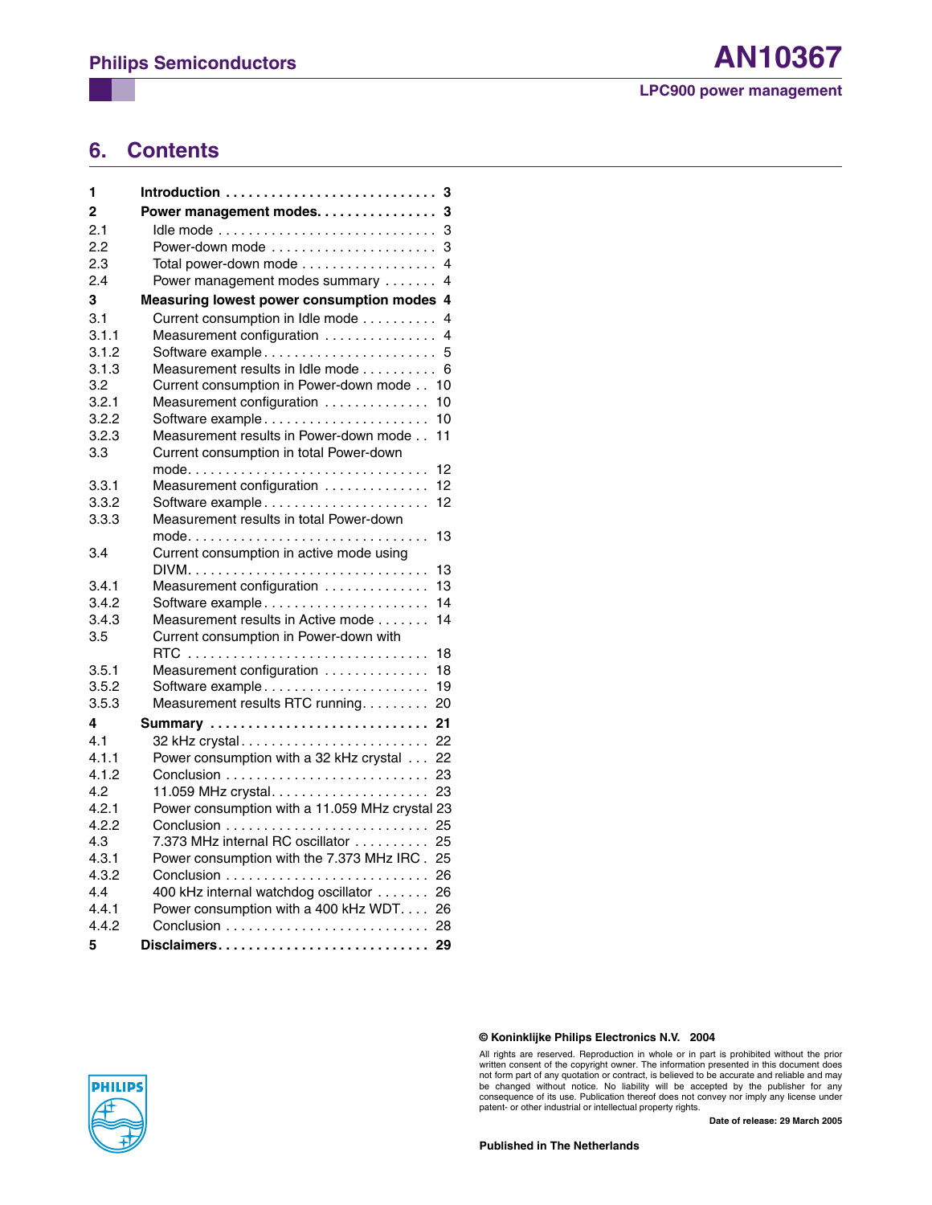## 6. Contents

| | | |
|---|---|---|
| **1** | **Introduction** | **3** |
| **2** | **Power management modes** | **3** |
| 2.1 | Idle mode | 3 |
| 2.2 | Power-down mode | 3 |
| 2.3 | Total power-down mode | 4 |
| 2.4 | Power management modes summary | 4 |
| **3** | **Measuring lowest power consumption modes** | **4** |
| 3.1 | Current consumption in Idle mode | 4 |
| 3.1.1 | Measurement configuration | 4 |
| 3.1.2 | Software example | 5 |
| 3.1.3 | Measurement results in Idle mode | 6 |
| 3.2 | Current consumption in Power-down mode | 10 |
| 3.2.1 | Measurement configuration | 10 |
| 3.2.2 | Software example | 10 |
| 3.2.3 | Measurement results in Power-down mode | 11 |
| 3.3 | Current consumption in total Power-down mode | 12 |
| 3.3.1 | Measurement configuration | 12 |
| 3.3.2 | Software example | 12 |
| 3.3.3 | Measurement results in total Power-down mode | 13 |
| 3.4 | Current consumption in active mode using DIVM | 13 |
| 3.4.1 | Measurement configuration | 13 |
| 3.4.2 | Software example | 14 |
| 3.4.3 | Measurement results in Active mode | 14 |
| 3.5 | Current consumption in Power-down with RTC | 18 |
| 3.5.1 | Measurement configuration | 18 |
| 3.5.2 | Software example | 19 |
| 3.5.3 | Measurement results RTC running | 20 |
| **4** | **Summary** | **21** |
| 4.1 | 32 kHz crystal | 22 |
| 4.1.1 | Power consumption with a 32 kHz crystal | 22 |
| 4.1.2 | Conclusion | 23 |
| 4.2 | 11.059 MHz crystal | 23 |
| 4.2.1 | Power consumption with a 11.059 MHz crystal | 23 |
| 4.2.2 | Conclusion | 25 |
| 4.3 | 7.373 MHz internal RC oscillator | 25 |
| 4.3.1 | Power consumption with the 7.373 MHz IRC | 25 |
| 4.3.2 | Conclusion | 26 |
| 4.4 | 400 kHz internal watchdog oscillator | 26 |
| 4.4.1 | Power consumption with a 400 kHz WDT | 26 |
| 4.4.2 | Conclusion | 28 |
| **5** | **Disclaimers** | **29** |

**© Koninklijke Philips Electronics N.V. 2004**

All rights are reserved. Reproduction in whole or in part is prohibited without the prior written consent of the copyright owner. The information presented in this document does not form part of any quotation or contract, is believed to be accurate and reliable and may be changed without notice. No liability will be accepted by the publisher for any consequence of its use. Publication thereof does not convey nor imply any license under patent- or other industrial or intellectual property rights.

**Date of release: 29 March 2005**

**Published in The Netherlands**